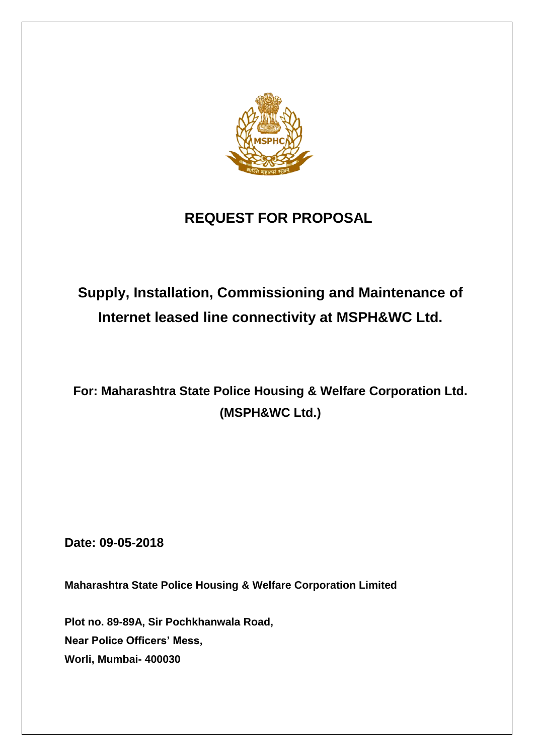# REQUEST FOR PROPOSAL

## Supply, Installation, Commissioning and Maintenance of Internet leased line connectivity at MSPH&WC Ltd.

## For: Maharashtra State Police Housing & Welfare Corporation Ltd. (MSPH&WC Ltd.)

**Date: 09-05-2018**

**Maharashtra State Police Housing & Welfare Corporation Limited**

**Plot no. 89-89A, Sir Pochkhanwala Road,**
**Near Police Officers' Mess,**
**Worli, Mumbai- 400030**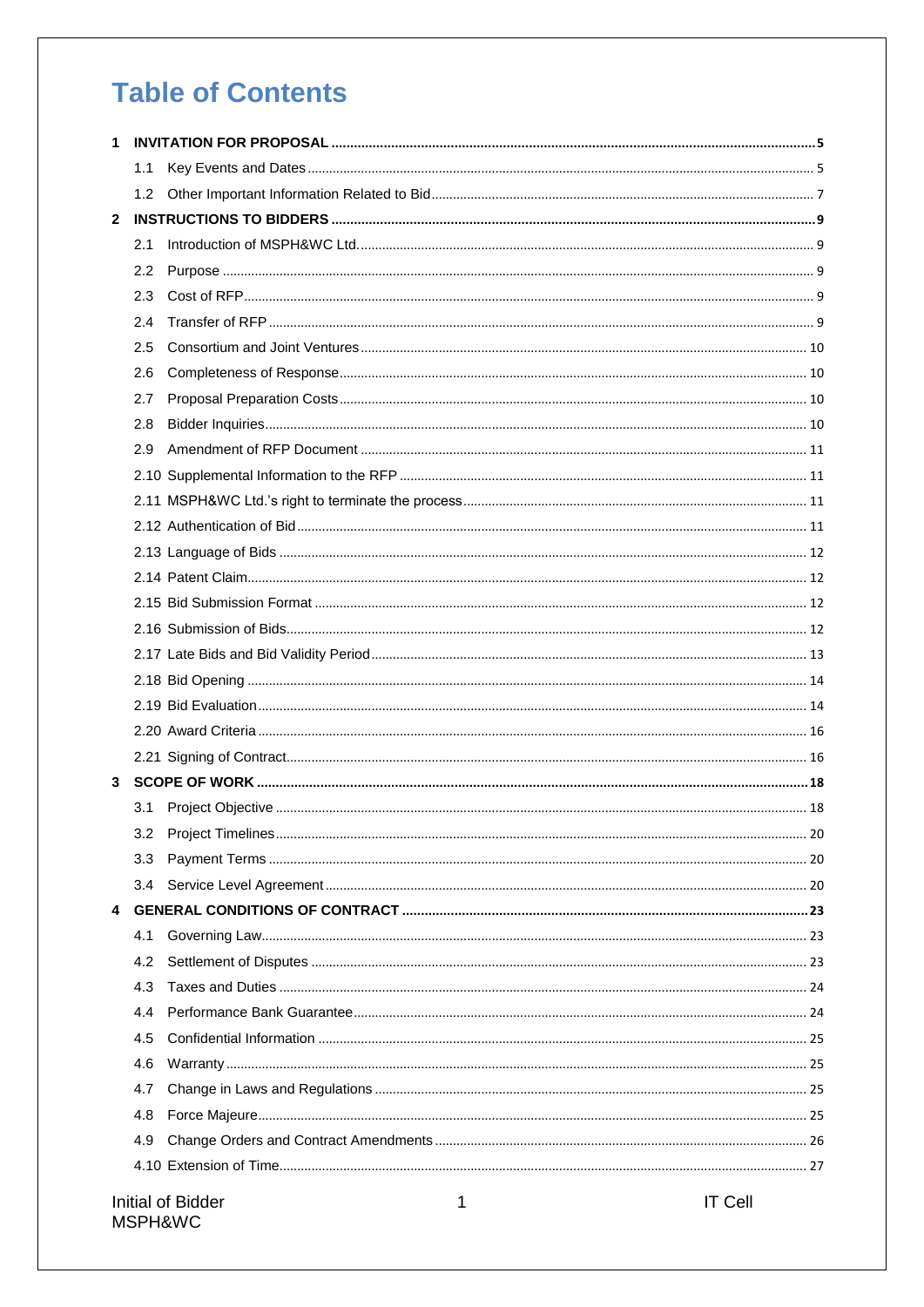# Table of Contents

- **1 INVITATION FOR PROPOSAL** ..... 5
  - 1.1 Key Events and Dates ..... 5
  - 1.2 Other Important Information Related to Bid ..... 7
- **2 INSTRUCTIONS TO BIDDERS** ..... 9
  - 2.1 Introduction of MSPH&WC Ltd. ..... 9
  - 2.2 Purpose ..... 9
  - 2.3 Cost of RFP ..... 9
  - 2.4 Transfer of RFP ..... 9
  - 2.5 Consortium and Joint Ventures ..... 10
  - 2.6 Completeness of Response ..... 10
  - 2.7 Proposal Preparation Costs ..... 10
  - 2.8 Bidder Inquiries ..... 10
  - 2.9 Amendment of RFP Document ..... 11
  - 2.10 Supplemental Information to the RFP ..... 11
  - 2.11 MSPH&WC Ltd.'s right to terminate the process ..... 11
  - 2.12 Authentication of Bid ..... 11
  - 2.13 Language of Bids ..... 12
  - 2.14 Patent Claim ..... 12
  - 2.15 Bid Submission Format ..... 12
  - 2.16 Submission of Bids ..... 12
  - 2.17 Late Bids and Bid Validity Period ..... 13
  - 2.18 Bid Opening ..... 14
  - 2.19 Bid Evaluation ..... 14
  - 2.20 Award Criteria ..... 16
  - 2.21 Signing of Contract ..... 16
- **3 SCOPE OF WORK** ..... 18
  - 3.1 Project Objective ..... 18
  - 3.2 Project Timelines ..... 20
  - 3.3 Payment Terms ..... 20
  - 3.4 Service Level Agreement ..... 20
- **4 GENERAL CONDITIONS OF CONTRACT** ..... 23
  - 4.1 Governing Law ..... 23
  - 4.2 Settlement of Disputes ..... 23
  - 4.3 Taxes and Duties ..... 24
  - 4.4 Performance Bank Guarantee ..... 24
  - 4.5 Confidential Information ..... 25
  - 4.6 Warranty ..... 25
  - 4.7 Change in Laws and Regulations ..... 25
  - 4.8 Force Majeure ..... 25
  - 4.9 Change Orders and Contract Amendments ..... 26
  - 4.10 Extension of Time ..... 27

Initial of Bidder
MSPH&WC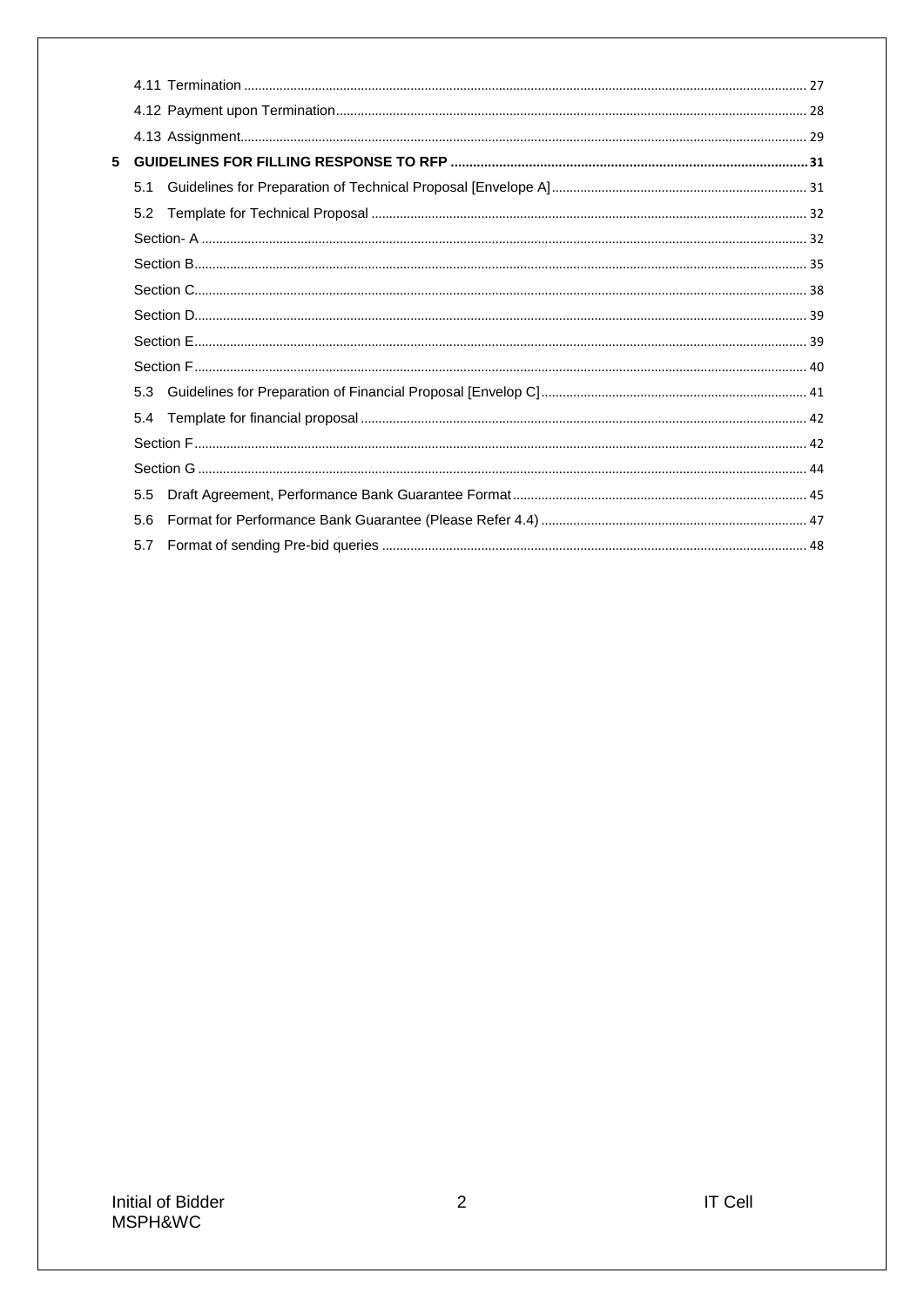4.11 Termination ..... 27

4.12 Payment upon Termination ..... 28

4.13 Assignment ..... 29

**5 GUIDELINES FOR FILLING RESPONSE TO RFP ..... 31**

5.1 Guidelines for Preparation of Technical Proposal [Envelope A] ..... 31

5.2 Template for Technical Proposal ..... 32

Section- A ..... 32

Section B ..... 35

Section C ..... 38

Section D ..... 39

Section E ..... 39

Section F ..... 40

5.3 Guidelines for Preparation of Financial Proposal [Envelop C] ..... 41

5.4 Template for financial proposal ..... 42

Section F ..... 42

Section G ..... 44

5.5 Draft Agreement, Performance Bank Guarantee Format ..... 45

5.6 Format for Performance Bank Guarantee (Please Refer 4.4) ..... 47

5.7 Format of sending Pre-bid queries ..... 48

Initial of Bidder
MSPH&WC

IT Cell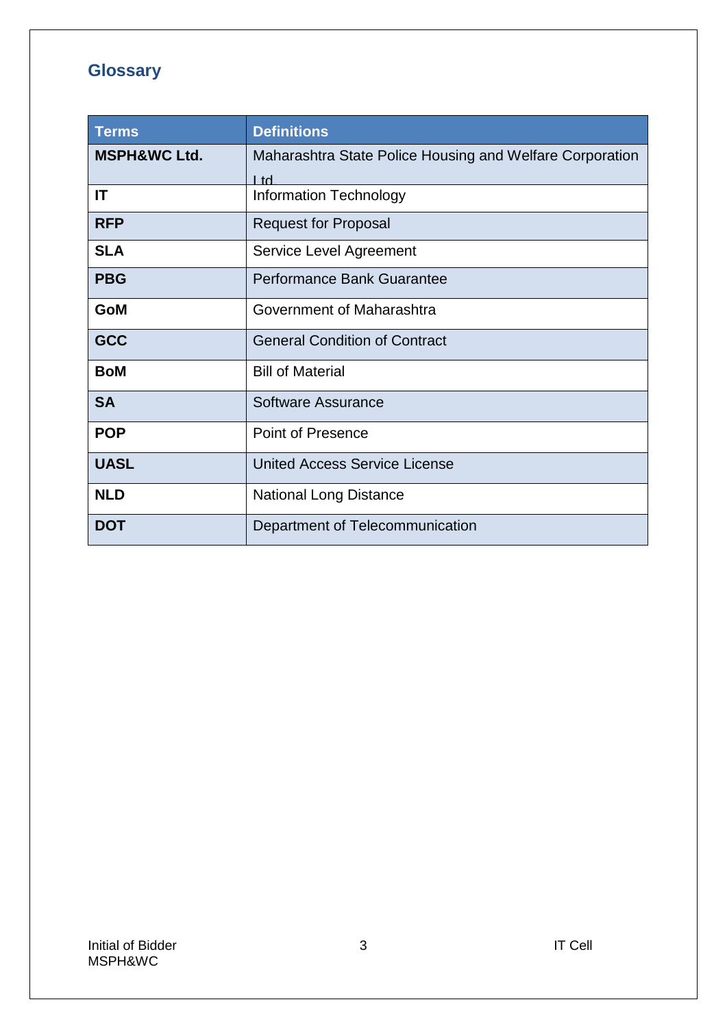## Glossary

| Terms | Definitions |
|---|---|
| **MSPH&WC Ltd.** | Maharashtra State Police Housing and Welfare Corporation Ltd |
| **IT** | Information Technology |
| **RFP** | Request for Proposal |
| **SLA** | Service Level Agreement |
| **PBG** | Performance Bank Guarantee |
| **GoM** | Government of Maharashtra |
| **GCC** | General Condition of Contract |
| **BoM** | Bill of Material |
| **SA** | Software Assurance |
| **POP** | Point of Presence |
| **UASL** | United Access Service License |
| **NLD** | National Long Distance |
| **DOT** | Department of Telecommunication |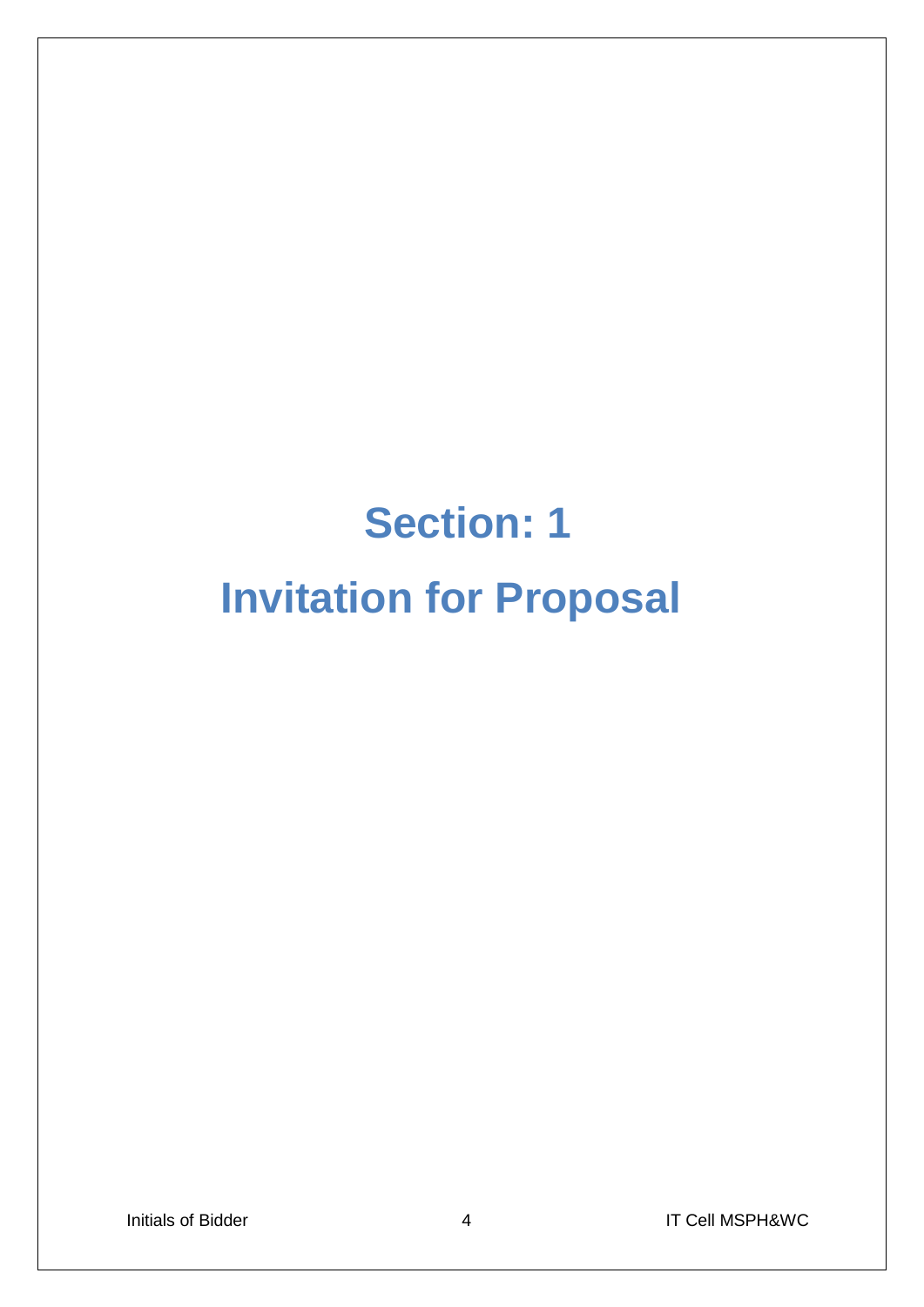# Section: 1

# Invitation for Proposal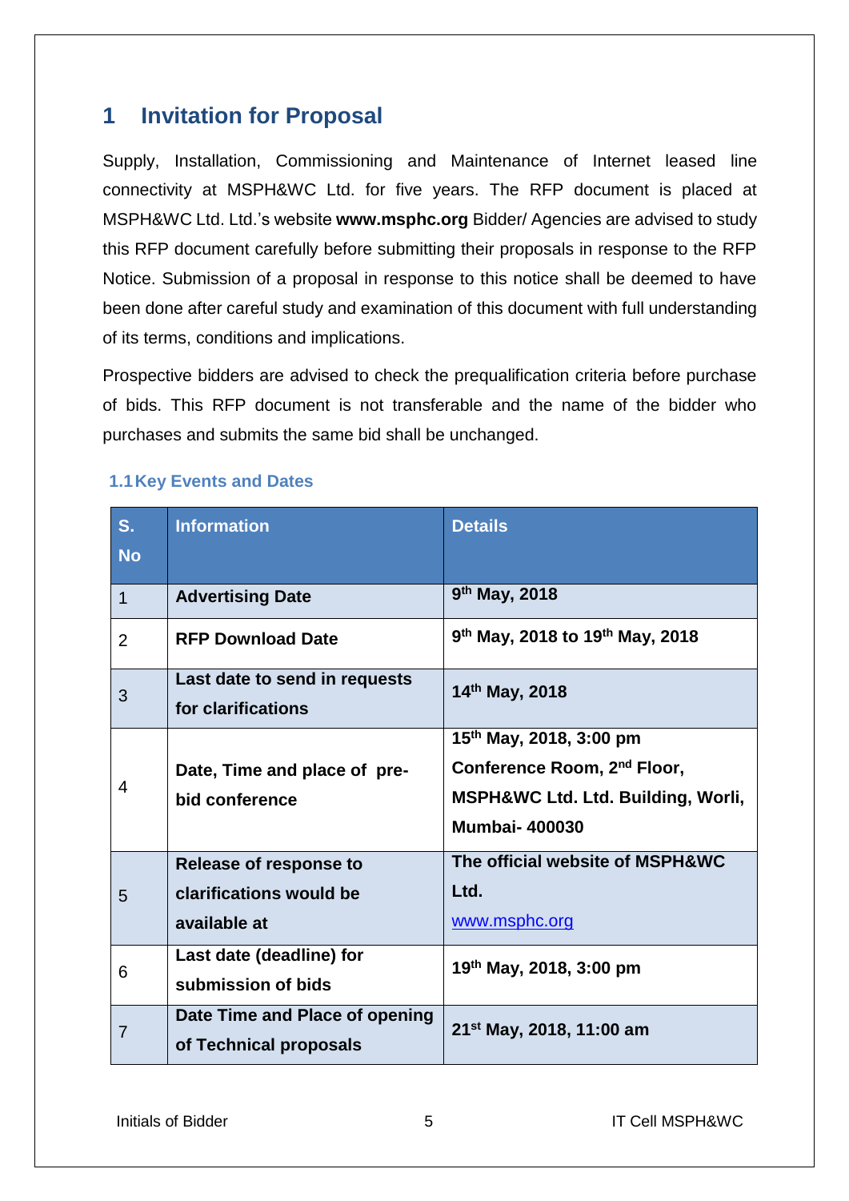# 1 Invitation for Proposal

Supply, Installation, Commissioning and Maintenance of Internet leased line connectivity at MSPH&WC Ltd. for five years. The RFP document is placed at MSPH&WC Ltd. Ltd.'s website **www.msphc.org** Bidder/ Agencies are advised to study this RFP document carefully before submitting their proposals in response to the RFP Notice. Submission of a proposal in response to this notice shall be deemed to have been done after careful study and examination of this document with full understanding of its terms, conditions and implications.

Prospective bidders are advised to check the prequalification criteria before purchase of bids. This RFP document is not transferable and the name of the bidder who purchases and submits the same bid shall be unchanged.

## 1.1 Key Events and Dates

| S. No | Information | Details |
|---|---|---|
| 1 | **Advertising Date** | **9th May, 2018** |
| 2 | **RFP Download Date** | **9th May, 2018 to 19th May, 2018** |
| 3 | **Last date to send in requests for clarifications** | **14th May, 2018** |
| 4 | **Date, Time and place of pre-bid conference** | **15th May, 2018, 3:00 pm Conference Room, 2nd Floor, MSPH&WC Ltd. Ltd. Building, Worli, Mumbai- 400030** |
| 5 | **Release of response to clarifications would be available at** | **The official website of MSPH&WC Ltd.** www.msphc.org |
| 6 | **Last date (deadline) for submission of bids** | **19th May, 2018, 3:00 pm** |
| 7 | **Date Time and Place of opening of Technical proposals** | **21st May, 2018, 11:00 am** |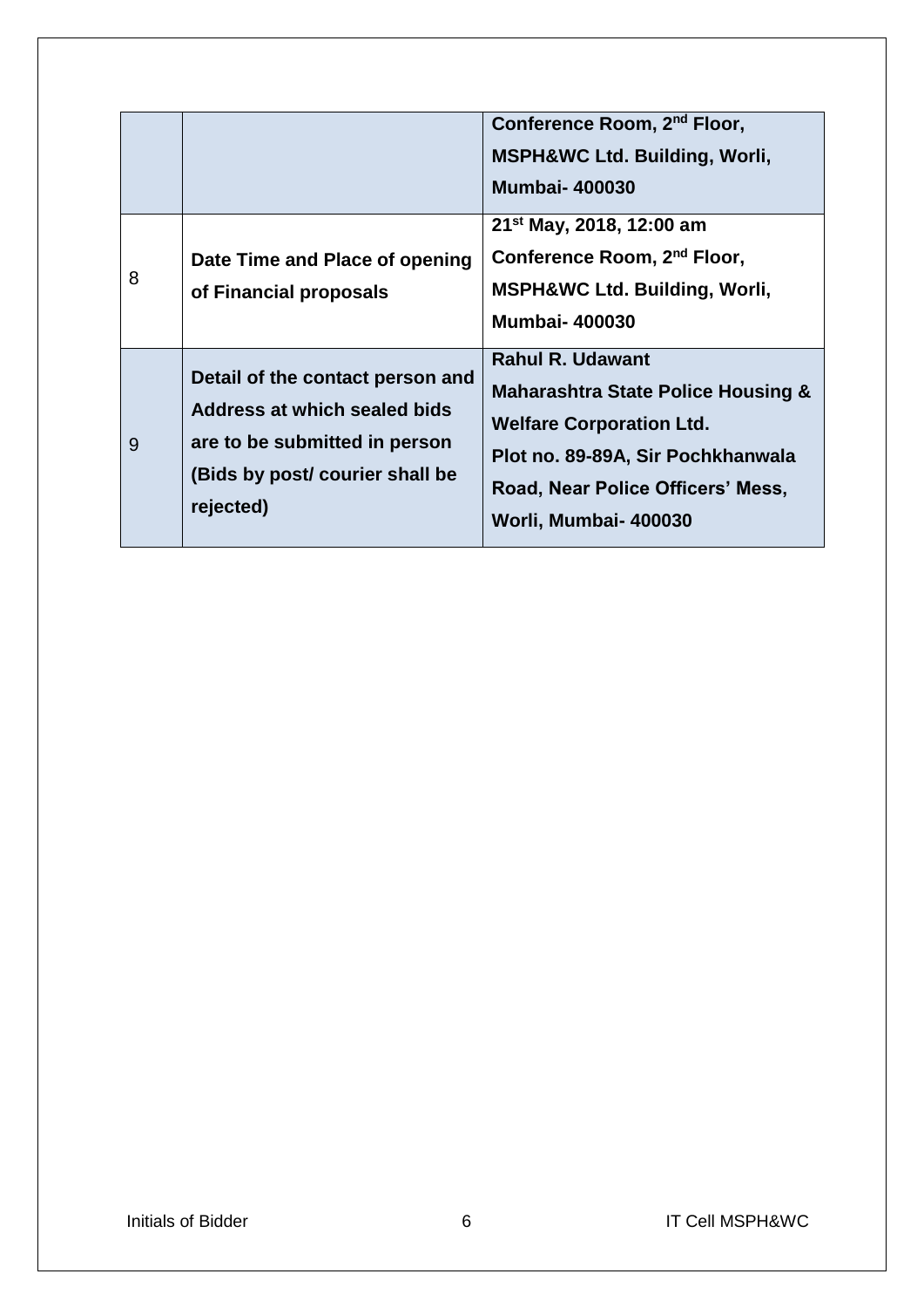| | | |
|---|---|---|
| | | **Conference Room, 2nd Floor, MSPH&WC Ltd. Building, Worli, Mumbai- 400030** |
| 8 | **Date Time and Place of opening of Financial proposals** | **21st May, 2018, 12:00 am Conference Room, 2nd Floor, MSPH&WC Ltd. Building, Worli, Mumbai- 400030** |
| 9 | **Detail of the contact person and Address at which sealed bids are to be submitted in person (Bids by post/ courier shall be rejected)** | **Rahul R. Udawant Maharashtra State Police Housing & Welfare Corporation Ltd. Plot no. 89-89A, Sir Pochkhanwala Road, Near Police Officers' Mess, Worli, Mumbai- 400030** |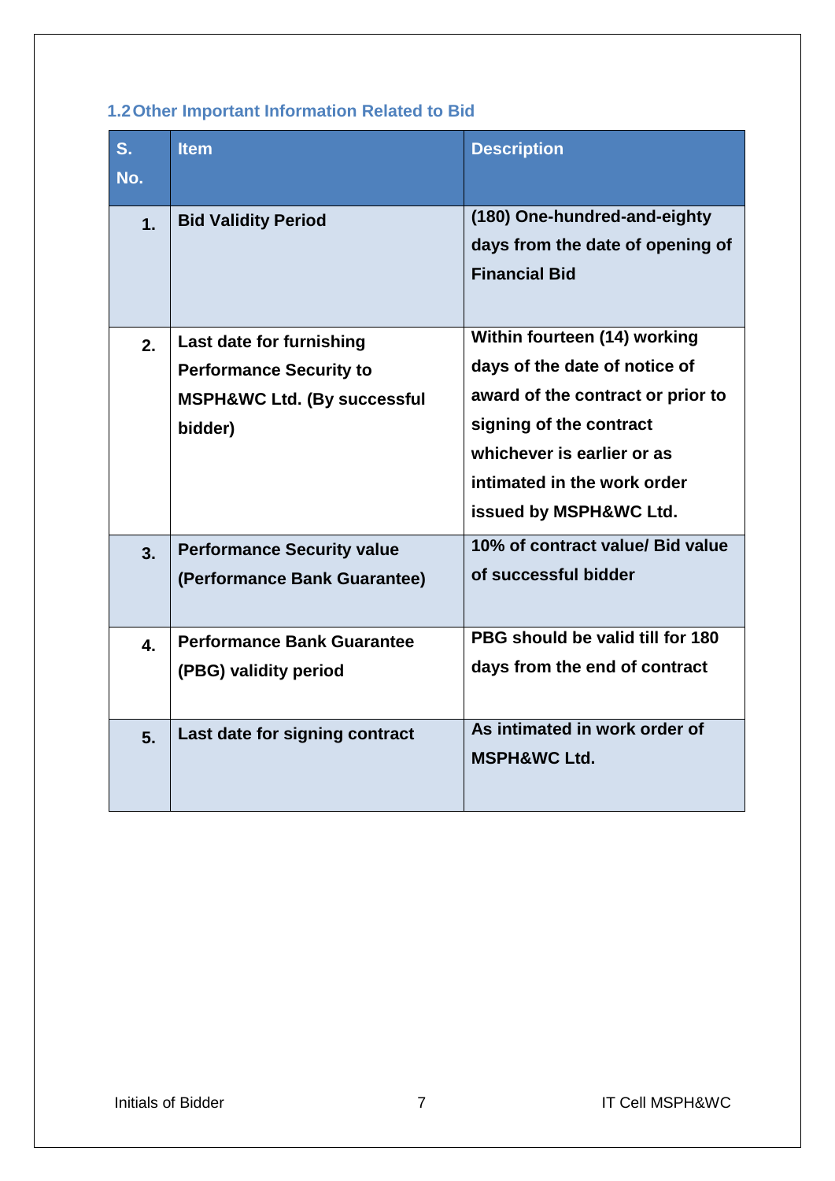### 1.2 Other Important Information Related to Bid

| S. No. | Item | Description |
|---|---|---|
| 1. | **Bid Validity Period** | **(180) One-hundred-and-eighty days from the date of opening of Financial Bid** |
| 2. | **Last date for furnishing Performance Security to MSPH&WC Ltd. (By successful bidder)** | **Within fourteen (14) working days of the date of notice of award of the contract or prior to signing of the contract whichever is earlier or as intimated in the work order issued by MSPH&WC Ltd.** |
| 3. | **Performance Security value (Performance Bank Guarantee)** | **10% of contract value/ Bid value of successful bidder** |
| 4. | **Performance Bank Guarantee (PBG) validity period** | **PBG should be valid till for 180 days from the end of contract** |
| 5. | **Last date for signing contract** | **As intimated in work order of MSPH&WC Ltd.** |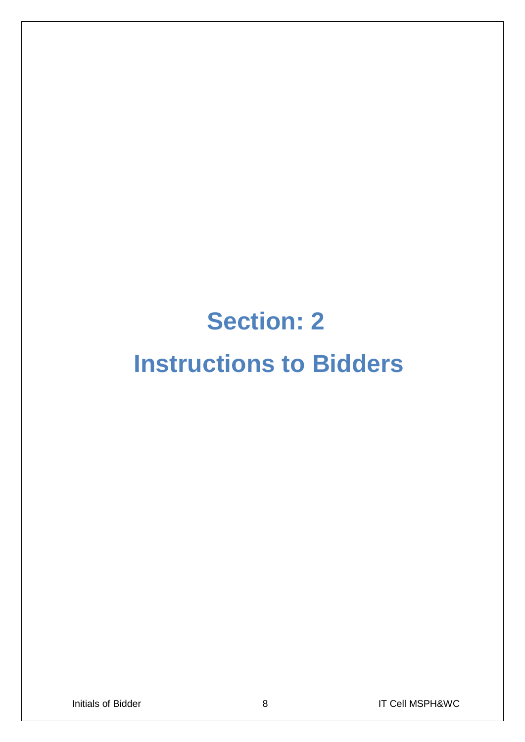# Section: 2

# Instructions to Bidders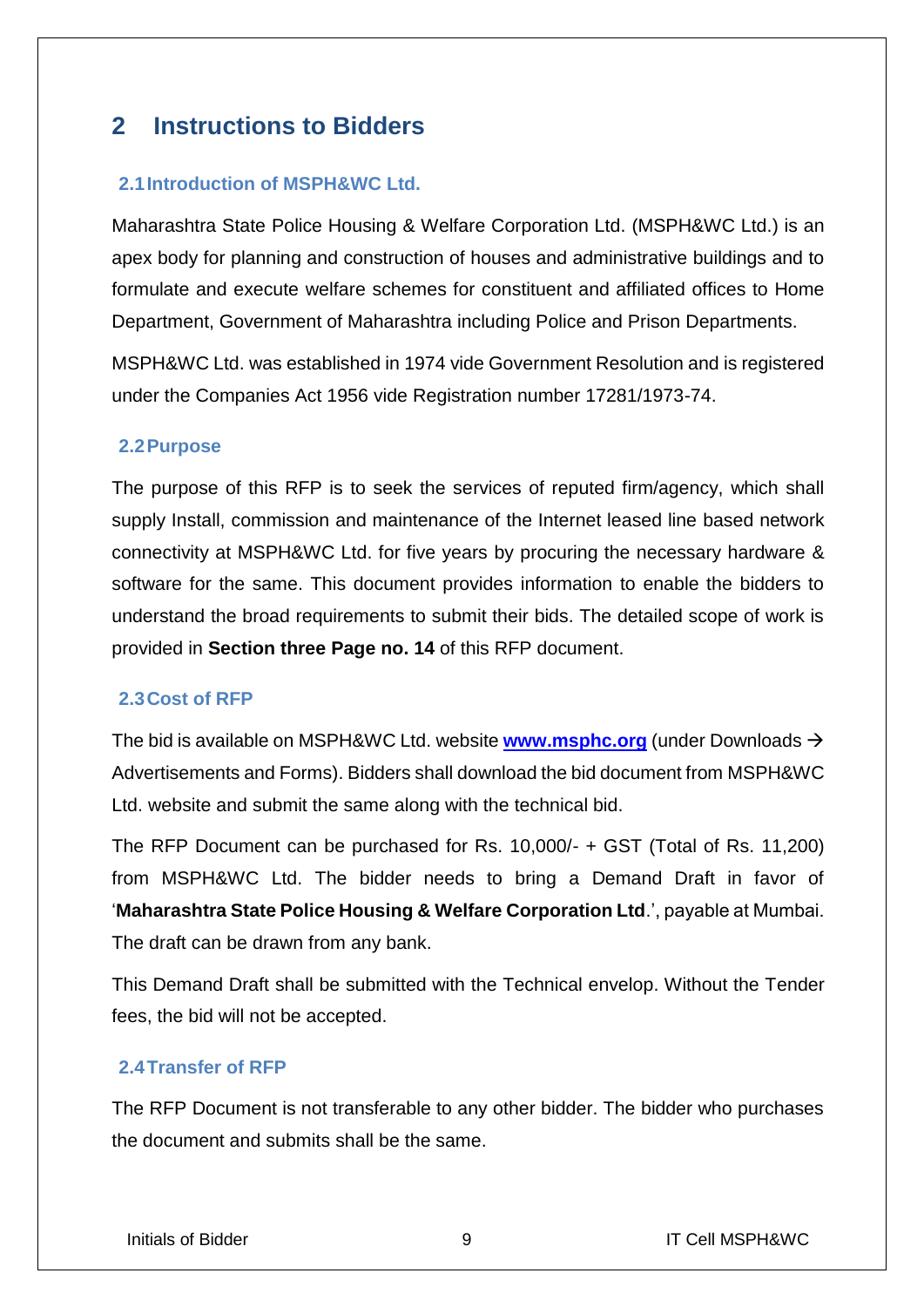# 2 Instructions to Bidders

## 2.1 Introduction of MSPH&WC Ltd.

Maharashtra State Police Housing & Welfare Corporation Ltd. (MSPH&WC Ltd.) is an apex body for planning and construction of houses and administrative buildings and to formulate and execute welfare schemes for constituent and affiliated offices to Home Department, Government of Maharashtra including Police and Prison Departments.

MSPH&WC Ltd. was established in 1974 vide Government Resolution and is registered under the Companies Act 1956 vide Registration number 17281/1973-74.

## 2.2 Purpose

The purpose of this RFP is to seek the services of reputed firm/agency, which shall supply Install, commission and maintenance of the Internet leased line based network connectivity at MSPH&WC Ltd. for five years by procuring the necessary hardware & software for the same. This document provides information to enable the bidders to understand the broad requirements to submit their bids. The detailed scope of work is provided in **Section three Page no. 14** of this RFP document.

## 2.3 Cost of RFP

The bid is available on MSPH&WC Ltd. website **[www.msphc.org](http://www.msphc.org)** (under Downloads → Advertisements and Forms). Bidders shall download the bid document from MSPH&WC Ltd. website and submit the same along with the technical bid.

The RFP Document can be purchased for Rs. 10,000/- + GST (Total of Rs. 11,200) from MSPH&WC Ltd. The bidder needs to bring a Demand Draft in favor of '**Maharashtra State Police Housing & Welfare Corporation Ltd**.', payable at Mumbai. The draft can be drawn from any bank.

This Demand Draft shall be submitted with the Technical envelop. Without the Tender fees, the bid will not be accepted.

## 2.4 Transfer of RFP

The RFP Document is not transferable to any other bidder. The bidder who purchases the document and submits shall be the same.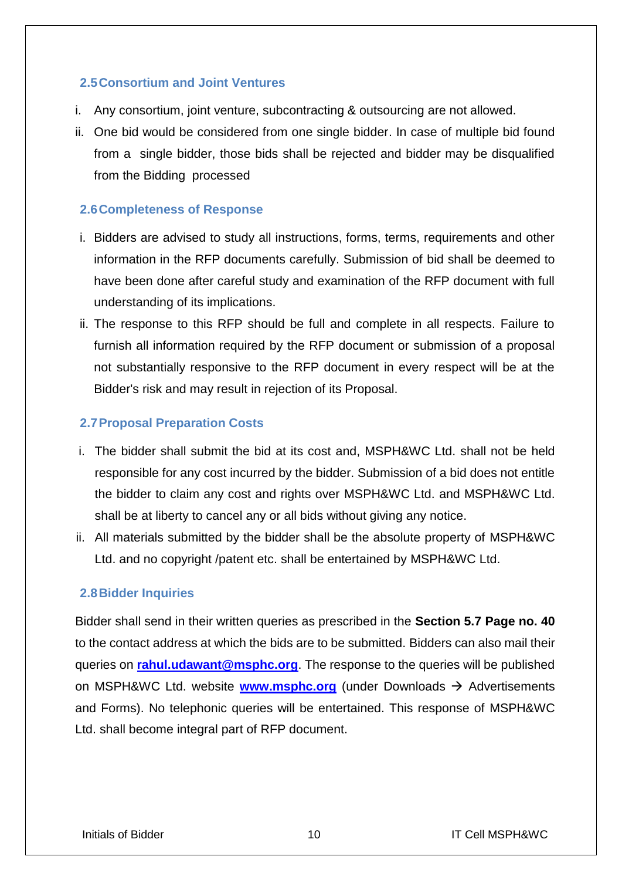### 2.5 Consortium and Joint Ventures

i. Any consortium, joint venture, subcontracting & outsourcing are not allowed.

ii. One bid would be considered from one single bidder. In case of multiple bid found from a single bidder, those bids shall be rejected and bidder may be disqualified from the Bidding processed

### 2.6 Completeness of Response

i. Bidders are advised to study all instructions, forms, terms, requirements and other information in the RFP documents carefully. Submission of bid shall be deemed to have been done after careful study and examination of the RFP document with full understanding of its implications.

ii. The response to this RFP should be full and complete in all respects. Failure to furnish all information required by the RFP document or submission of a proposal not substantially responsive to the RFP document in every respect will be at the Bidder's risk and may result in rejection of its Proposal.

### 2.7 Proposal Preparation Costs

i. The bidder shall submit the bid at its cost and, MSPH&WC Ltd. shall not be held responsible for any cost incurred by the bidder. Submission of a bid does not entitle the bidder to claim any cost and rights over MSPH&WC Ltd. and MSPH&WC Ltd. shall be at liberty to cancel any or all bids without giving any notice.

ii. All materials submitted by the bidder shall be the absolute property of MSPH&WC Ltd. and no copyright /patent etc. shall be entertained by MSPH&WC Ltd.

### 2.8 Bidder Inquiries

Bidder shall send in their written queries as prescribed in the **Section 5.7 Page no. 40** to the contact address at which the bids are to be submitted. Bidders can also mail their queries on **rahul.udawant@msphc.org**. The response to the queries will be published on MSPH&WC Ltd. website **www.msphc.org** (under Downloads → Advertisements and Forms). No telephonic queries will be entertained. This response of MSPH&WC Ltd. shall become integral part of RFP document.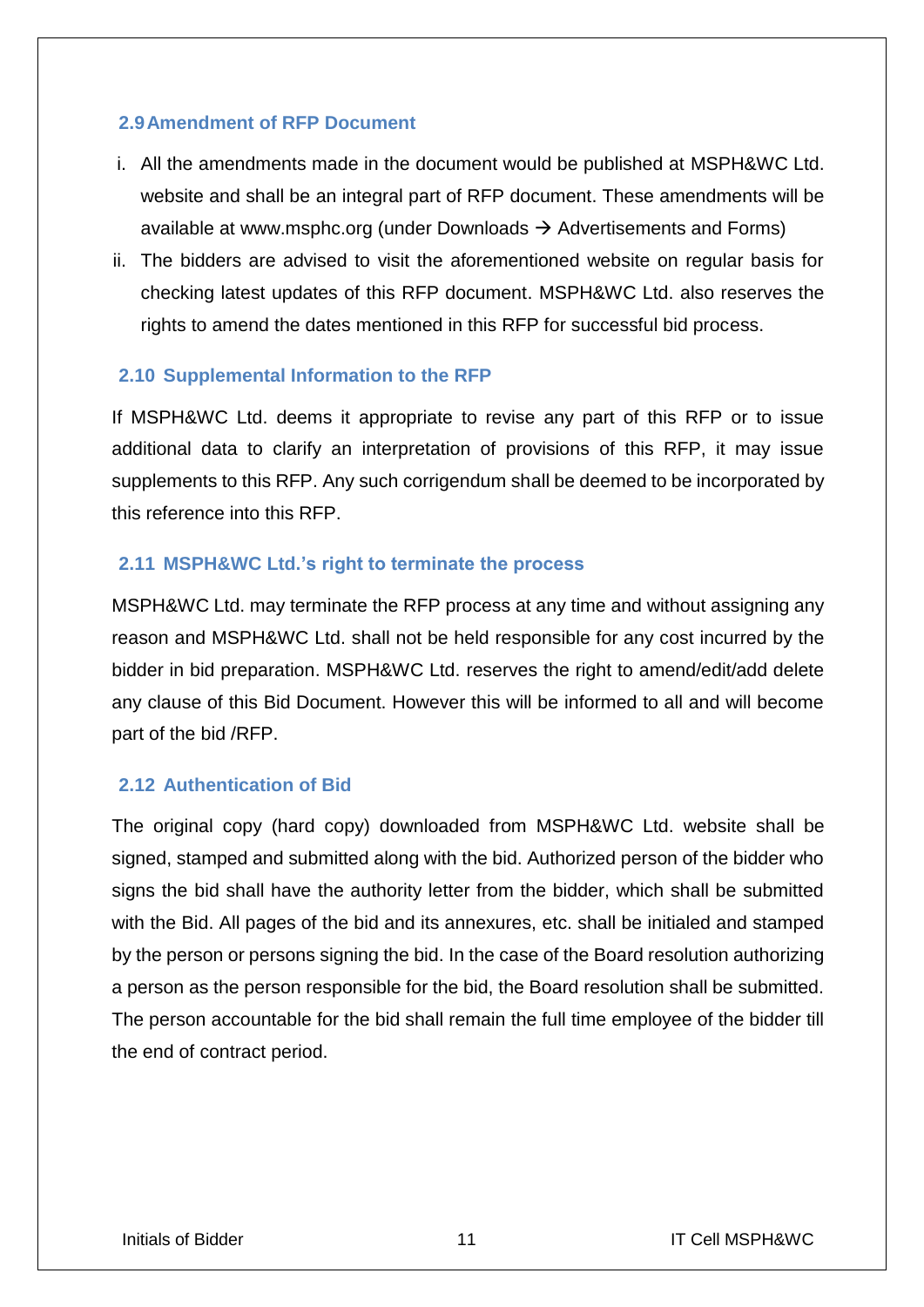### 2.9 Amendment of RFP Document

i. All the amendments made in the document would be published at MSPH&WC Ltd. website and shall be an integral part of RFP document. These amendments will be available at www.msphc.org (under Downloads → Advertisements and Forms)

ii. The bidders are advised to visit the aforementioned website on regular basis for checking latest updates of this RFP document. MSPH&WC Ltd. also reserves the rights to amend the dates mentioned in this RFP for successful bid process.

### 2.10 Supplemental Information to the RFP

If MSPH&WC Ltd. deems it appropriate to revise any part of this RFP or to issue additional data to clarify an interpretation of provisions of this RFP, it may issue supplements to this RFP. Any such corrigendum shall be deemed to be incorporated by this reference into this RFP.

### 2.11 MSPH&WC Ltd.'s right to terminate the process

MSPH&WC Ltd. may terminate the RFP process at any time and without assigning any reason and MSPH&WC Ltd. shall not be held responsible for any cost incurred by the bidder in bid preparation. MSPH&WC Ltd. reserves the right to amend/edit/add delete any clause of this Bid Document. However this will be informed to all and will become part of the bid /RFP.

### 2.12 Authentication of Bid

The original copy (hard copy) downloaded from MSPH&WC Ltd. website shall be signed, stamped and submitted along with the bid. Authorized person of the bidder who signs the bid shall have the authority letter from the bidder, which shall be submitted with the Bid. All pages of the bid and its annexures, etc. shall be initialed and stamped by the person or persons signing the bid. In the case of the Board resolution authorizing a person as the person responsible for the bid, the Board resolution shall be submitted. The person accountable for the bid shall remain the full time employee of the bidder till the end of contract period.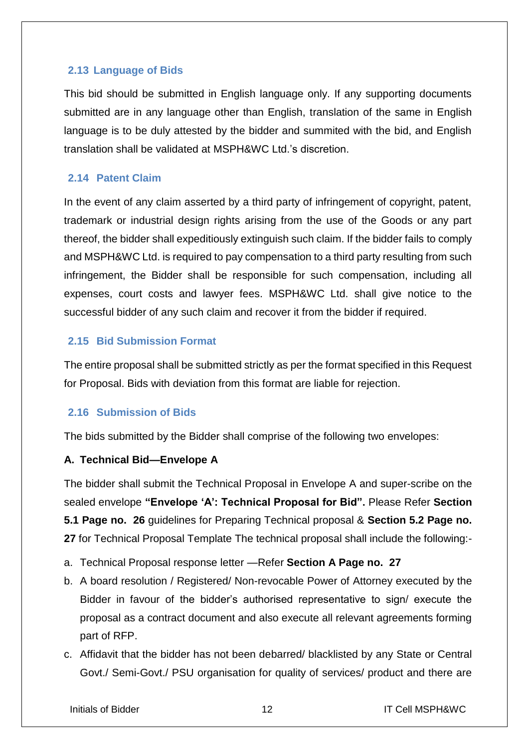### 2.13 Language of Bids

This bid should be submitted in English language only. If any supporting documents submitted are in any language other than English, translation of the same in English language is to be duly attested by the bidder and summited with the bid, and English translation shall be validated at MSPH&WC Ltd.'s discretion.

### 2.14 Patent Claim

In the event of any claim asserted by a third party of infringement of copyright, patent, trademark or industrial design rights arising from the use of the Goods or any part thereof, the bidder shall expeditiously extinguish such claim. If the bidder fails to comply and MSPH&WC Ltd. is required to pay compensation to a third party resulting from such infringement, the Bidder shall be responsible for such compensation, including all expenses, court costs and lawyer fees. MSPH&WC Ltd. shall give notice to the successful bidder of any such claim and recover it from the bidder if required.

### 2.15 Bid Submission Format

The entire proposal shall be submitted strictly as per the format specified in this Request for Proposal. Bids with deviation from this format are liable for rejection.

### 2.16 Submission of Bids

The bids submitted by the Bidder shall comprise of the following two envelopes:

**A. Technical Bid—Envelope A**

The bidder shall submit the Technical Proposal in Envelope A and super-scribe on the sealed envelope **"Envelope 'A': Technical Proposal for Bid".** Please Refer **Section 5.1 Page no. 26** guidelines for Preparing Technical proposal & **Section 5.2 Page no. 27** for Technical Proposal Template The technical proposal shall include the following:-

a. Technical Proposal response letter —Refer **Section A Page no. 27**
b. A board resolution / Registered/ Non-revocable Power of Attorney executed by the Bidder in favour of the bidder's authorised representative to sign/ execute the proposal as a contract document and also execute all relevant agreements forming part of RFP.
c. Affidavit that the bidder has not been debarred/ blacklisted by any State or Central Govt./ Semi-Govt./ PSU organisation for quality of services/ product and there are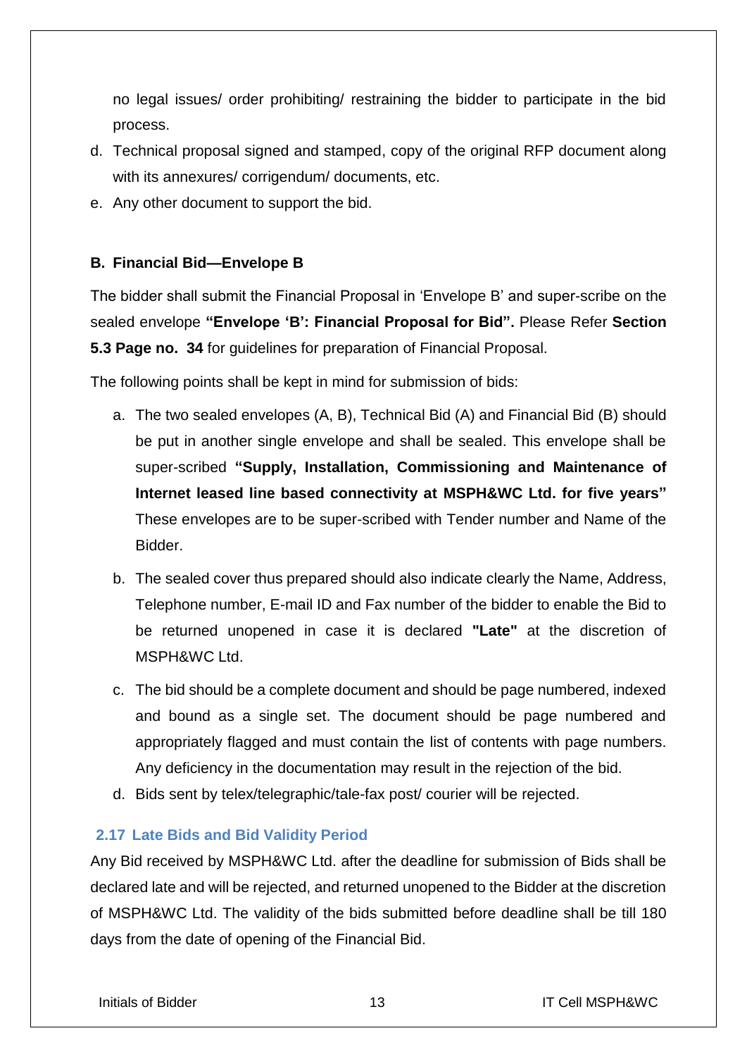no legal issues/ order prohibiting/ restraining the bidder to participate in the bid process.

d. Technical proposal signed and stamped, copy of the original RFP document along with its annexures/ corrigendum/ documents, etc.
e. Any other document to support the bid.

**B. Financial Bid—Envelope B**

The bidder shall submit the Financial Proposal in 'Envelope B' and super-scribe on the sealed envelope **"Envelope 'B': Financial Proposal for Bid".** Please Refer **Section 5.3 Page no. 34** for guidelines for preparation of Financial Proposal.

The following points shall be kept in mind for submission of bids:

a. The two sealed envelopes (A, B), Technical Bid (A) and Financial Bid (B) should be put in another single envelope and shall be sealed. This envelope shall be super-scribed **"Supply, Installation, Commissioning and Maintenance of Internet leased line based connectivity at MSPH&WC Ltd. for five years"** These envelopes are to be super-scribed with Tender number and Name of the Bidder.
b. The sealed cover thus prepared should also indicate clearly the Name, Address, Telephone number, E-mail ID and Fax number of the bidder to enable the Bid to be returned unopened in case it is declared **"Late"** at the discretion of MSPH&WC Ltd.
c. The bid should be a complete document and should be page numbered, indexed and bound as a single set. The document should be page numbered and appropriately flagged and must contain the list of contents with page numbers. Any deficiency in the documentation may result in the rejection of the bid.
d. Bids sent by telex/telegraphic/tale-fax post/ courier will be rejected.

## 2.17 Late Bids and Bid Validity Period

Any Bid received by MSPH&WC Ltd. after the deadline for submission of Bids shall be declared late and will be rejected, and returned unopened to the Bidder at the discretion of MSPH&WC Ltd. The validity of the bids submitted before deadline shall be till 180 days from the date of opening of the Financial Bid.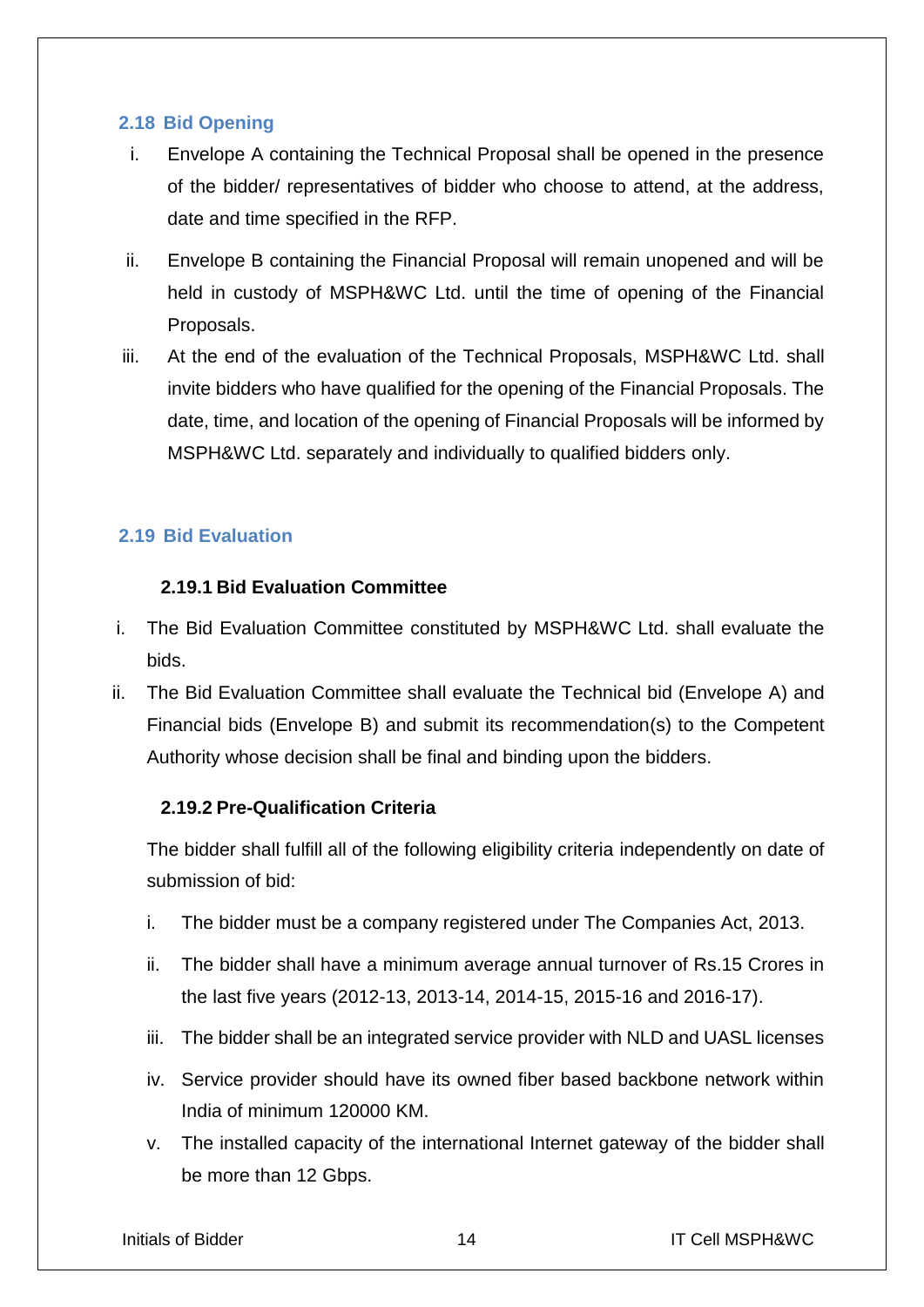## 2.18 Bid Opening

i. Envelope A containing the Technical Proposal shall be opened in the presence of the bidder/ representatives of bidder who choose to attend, at the address, date and time specified in the RFP.

ii. Envelope B containing the Financial Proposal will remain unopened and will be held in custody of MSPH&WC Ltd. until the time of opening of the Financial Proposals.

iii. At the end of the evaluation of the Technical Proposals, MSPH&WC Ltd. shall invite bidders who have qualified for the opening of the Financial Proposals. The date, time, and location of the opening of Financial Proposals will be informed by MSPH&WC Ltd. separately and individually to qualified bidders only.

## 2.19 Bid Evaluation

### 2.19.1 Bid Evaluation Committee

i. The Bid Evaluation Committee constituted by MSPH&WC Ltd. shall evaluate the bids.

ii. The Bid Evaluation Committee shall evaluate the Technical bid (Envelope A) and Financial bids (Envelope B) and submit its recommendation(s) to the Competent Authority whose decision shall be final and binding upon the bidders.

### 2.19.2 Pre-Qualification Criteria

The bidder shall fulfill all of the following eligibility criteria independently on date of submission of bid:

i. The bidder must be a company registered under The Companies Act, 2013.

ii. The bidder shall have a minimum average annual turnover of Rs.15 Crores in the last five years (2012-13, 2013-14, 2014-15, 2015-16 and 2016-17).

iii. The bidder shall be an integrated service provider with NLD and UASL licenses

iv. Service provider should have its owned fiber based backbone network within India of minimum 120000 KM.

v. The installed capacity of the international Internet gateway of the bidder shall be more than 12 Gbps.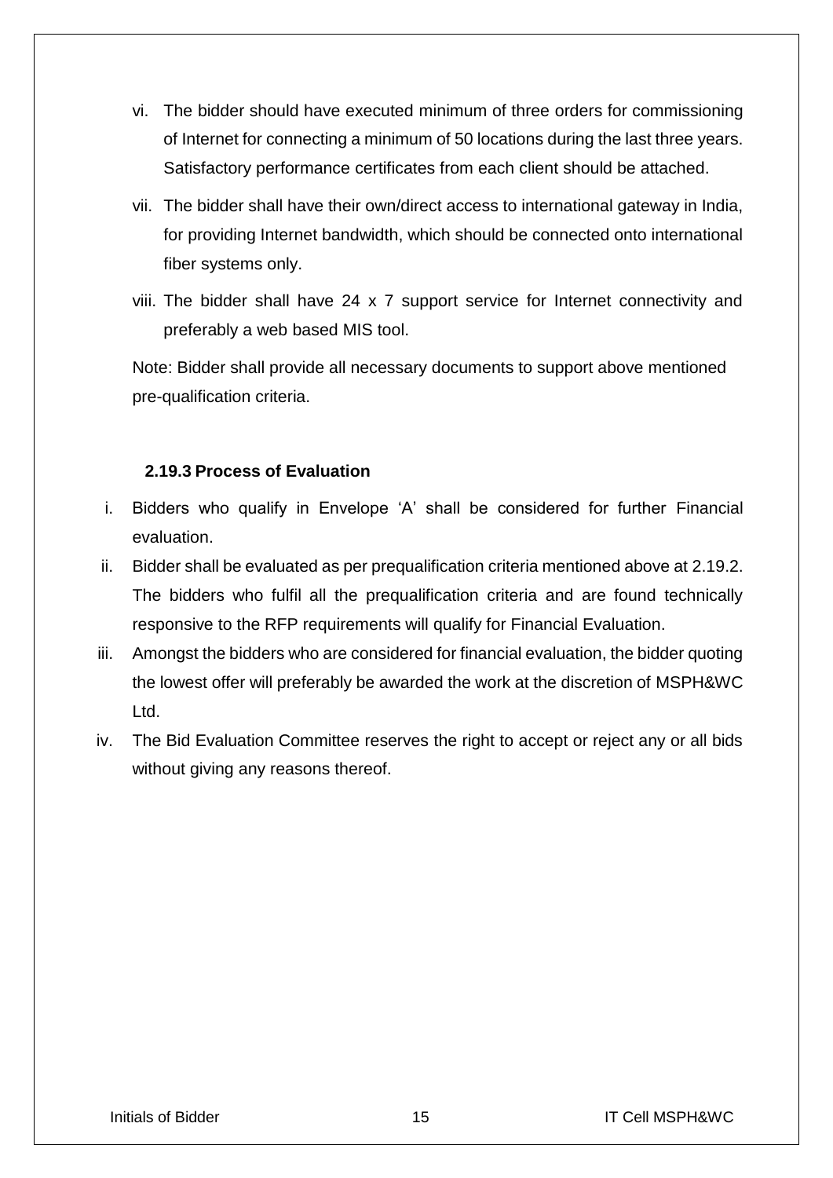vi. The bidder should have executed minimum of three orders for commissioning of Internet for connecting a minimum of 50 locations during the last three years. Satisfactory performance certificates from each client should be attached.

vii. The bidder shall have their own/direct access to international gateway in India, for providing Internet bandwidth, which should be connected onto international fiber systems only.

viii. The bidder shall have 24 x 7 support service for Internet connectivity and preferably a web based MIS tool.

Note: Bidder shall provide all necessary documents to support above mentioned pre-qualification criteria.

### 2.19.3 Process of Evaluation

i. Bidders who qualify in Envelope 'A' shall be considered for further Financial evaluation.

ii. Bidder shall be evaluated as per prequalification criteria mentioned above at 2.19.2. The bidders who fulfil all the prequalification criteria and are found technically responsive to the RFP requirements will qualify for Financial Evaluation.

iii. Amongst the bidders who are considered for financial evaluation, the bidder quoting the lowest offer will preferably be awarded the work at the discretion of MSPH&WC Ltd.

iv. The Bid Evaluation Committee reserves the right to accept or reject any or all bids without giving any reasons thereof.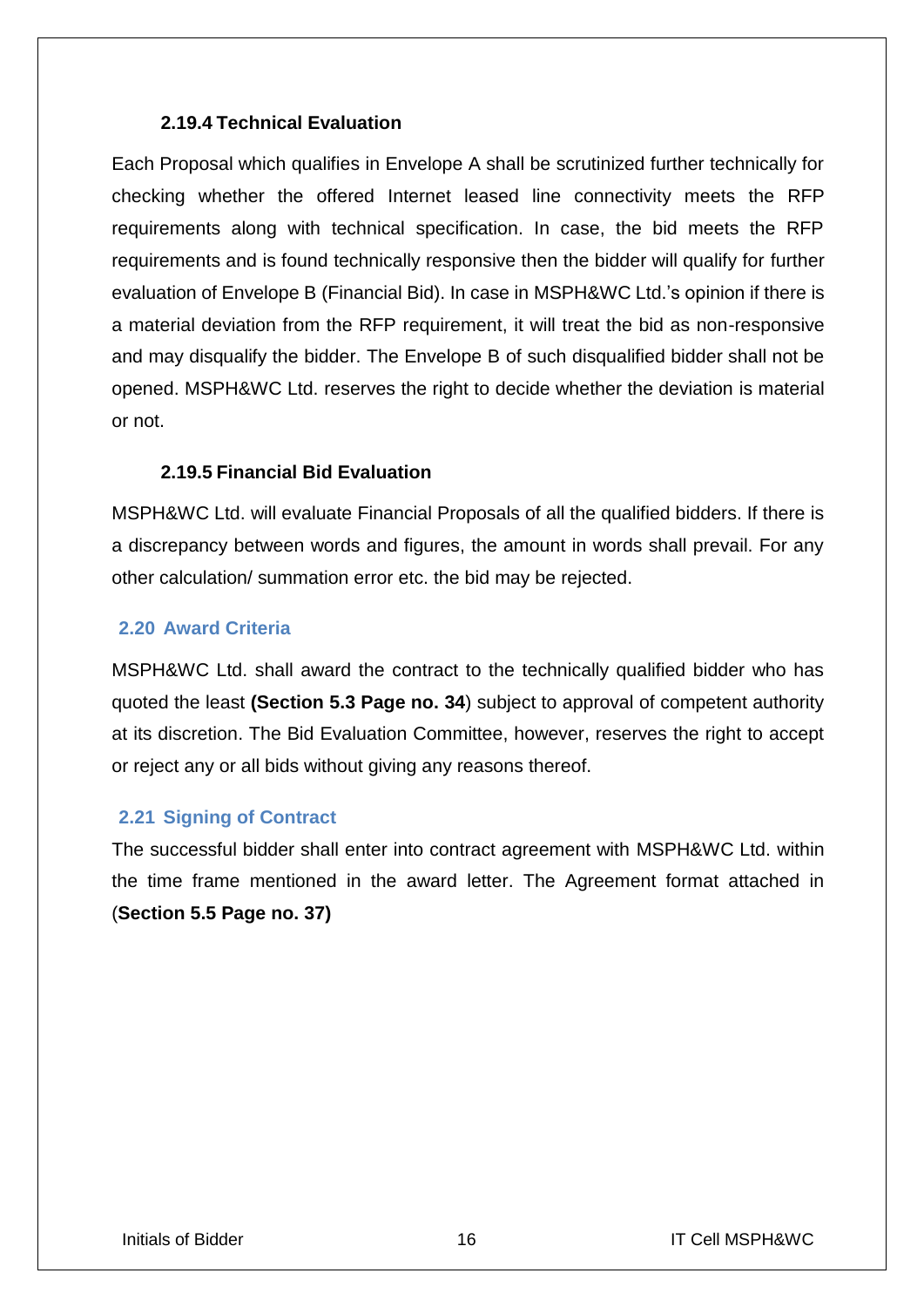### 2.19.4 Technical Evaluation

Each Proposal which qualifies in Envelope A shall be scrutinized further technically for checking whether the offered Internet leased line connectivity meets the RFP requirements along with technical specification. In case, the bid meets the RFP requirements and is found technically responsive then the bidder will qualify for further evaluation of Envelope B (Financial Bid). In case in MSPH&WC Ltd.'s opinion if there is a material deviation from the RFP requirement, it will treat the bid as non-responsive and may disqualify the bidder. The Envelope B of such disqualified bidder shall not be opened. MSPH&WC Ltd. reserves the right to decide whether the deviation is material or not.

### 2.19.5 Financial Bid Evaluation

MSPH&WC Ltd. will evaluate Financial Proposals of all the qualified bidders. If there is a discrepancy between words and figures, the amount in words shall prevail. For any other calculation/ summation error etc. the bid may be rejected.

## 2.20 Award Criteria

MSPH&WC Ltd. shall award the contract to the technically qualified bidder who has quoted the least **(Section 5.3 Page no. 34**) subject to approval of competent authority at its discretion. The Bid Evaluation Committee, however, reserves the right to accept or reject any or all bids without giving any reasons thereof.

## 2.21 Signing of Contract

The successful bidder shall enter into contract agreement with MSPH&WC Ltd. within the time frame mentioned in the award letter. The Agreement format attached in (**Section 5.5 Page no. 37)**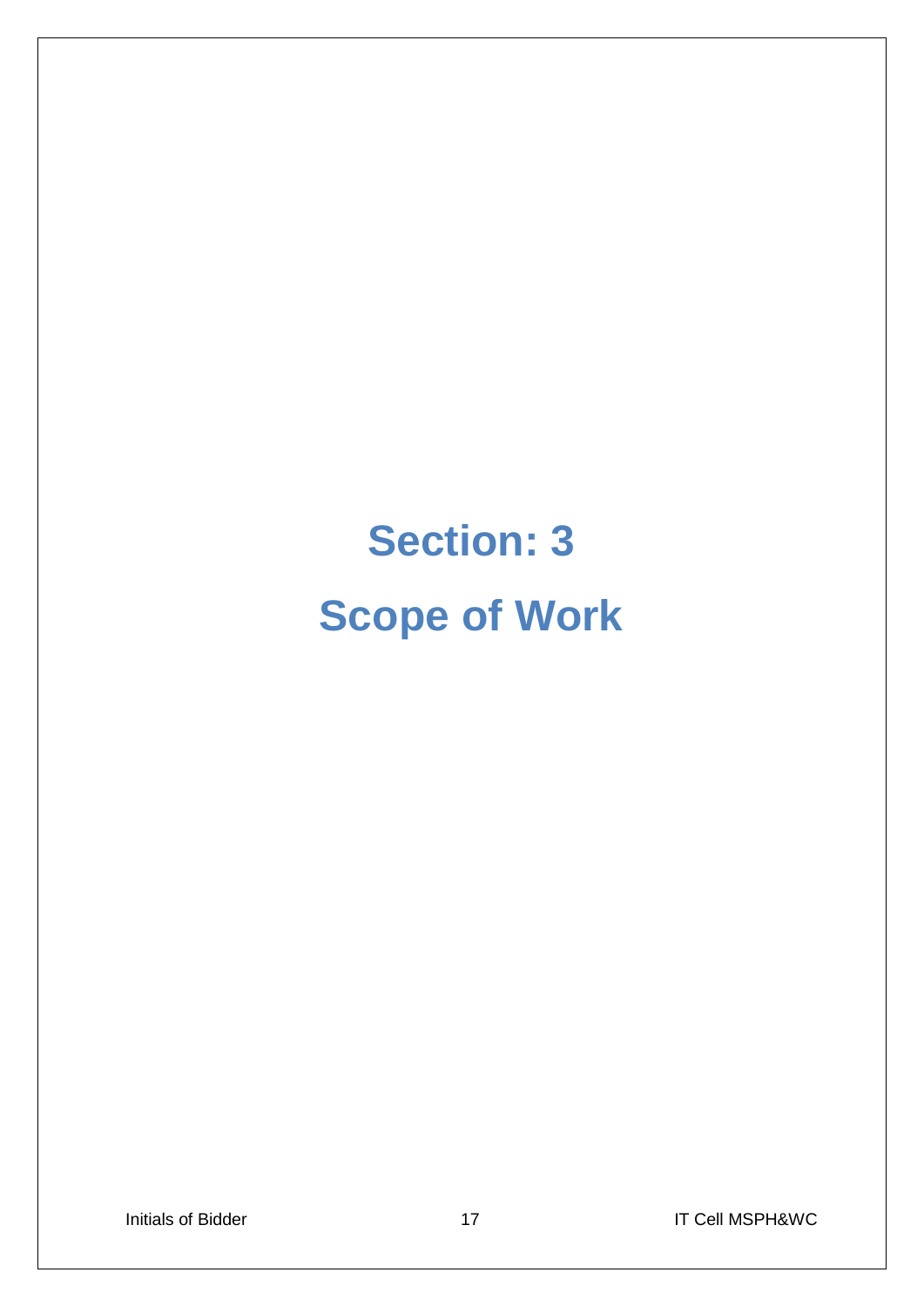# Section: 3

# Scope of Work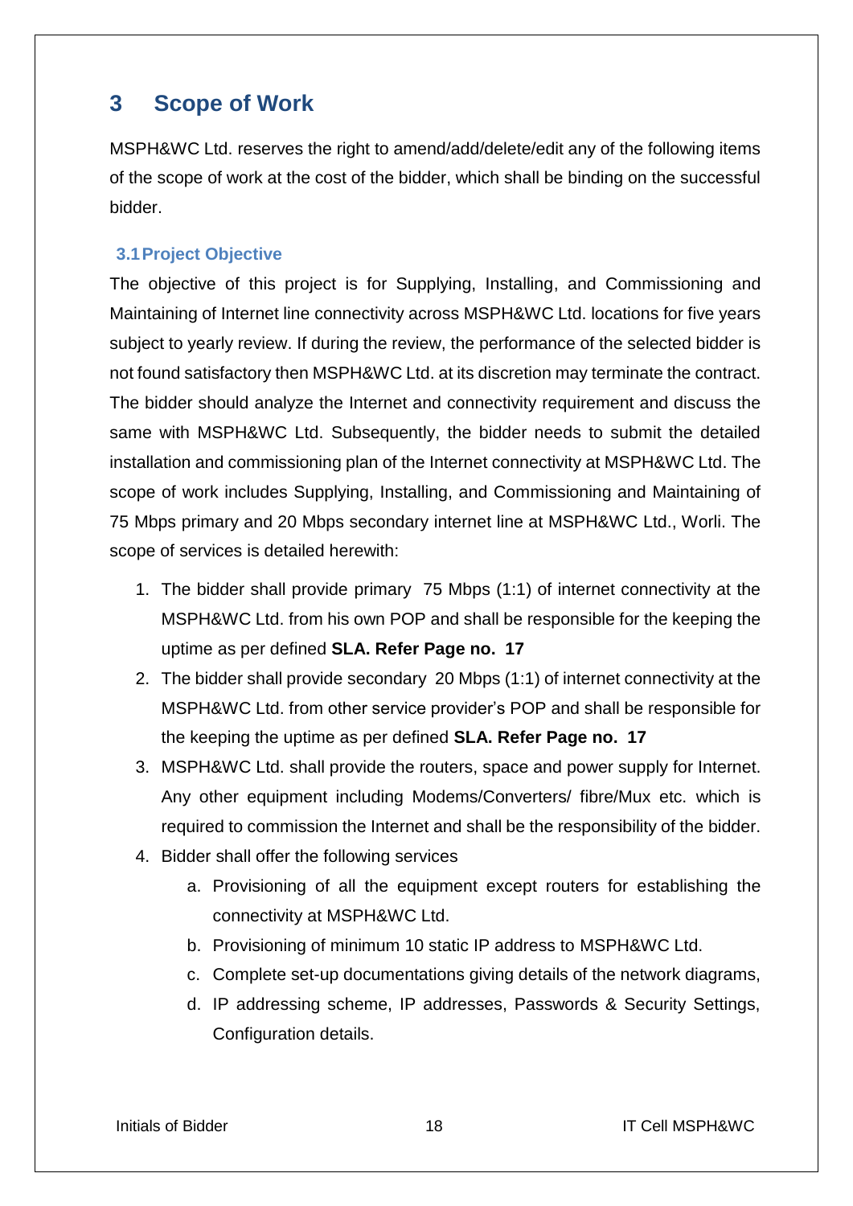# 3 Scope of Work

MSPH&WC Ltd. reserves the right to amend/add/delete/edit any of the following items of the scope of work at the cost of the bidder, which shall be binding on the successful bidder.

## 3.1 Project Objective

The objective of this project is for Supplying, Installing, and Commissioning and Maintaining of Internet line connectivity across MSPH&WC Ltd. locations for five years subject to yearly review. If during the review, the performance of the selected bidder is not found satisfactory then MSPH&WC Ltd. at its discretion may terminate the contract. The bidder should analyze the Internet and connectivity requirement and discuss the same with MSPH&WC Ltd. Subsequently, the bidder needs to submit the detailed installation and commissioning plan of the Internet connectivity at MSPH&WC Ltd. The scope of work includes Supplying, Installing, and Commissioning and Maintaining of 75 Mbps primary and 20 Mbps secondary internet line at MSPH&WC Ltd., Worli. The scope of services is detailed herewith:

1. The bidder shall provide primary 75 Mbps (1:1) of internet connectivity at the MSPH&WC Ltd. from his own POP and shall be responsible for the keeping the uptime as per defined **SLA. Refer Page no. 17**
2. The bidder shall provide secondary 20 Mbps (1:1) of internet connectivity at the MSPH&WC Ltd. from other service provider's POP and shall be responsible for the keeping the uptime as per defined **SLA. Refer Page no. 17**
3. MSPH&WC Ltd. shall provide the routers, space and power supply for Internet. Any other equipment including Modems/Converters/ fibre/Mux etc. which is required to commission the Internet and shall be the responsibility of the bidder.
4. Bidder shall offer the following services
   a. Provisioning of all the equipment except routers for establishing the connectivity at MSPH&WC Ltd.
   b. Provisioning of minimum 10 static IP address to MSPH&WC Ltd.
   c. Complete set-up documentations giving details of the network diagrams,
   d. IP addressing scheme, IP addresses, Passwords & Security Settings, Configuration details.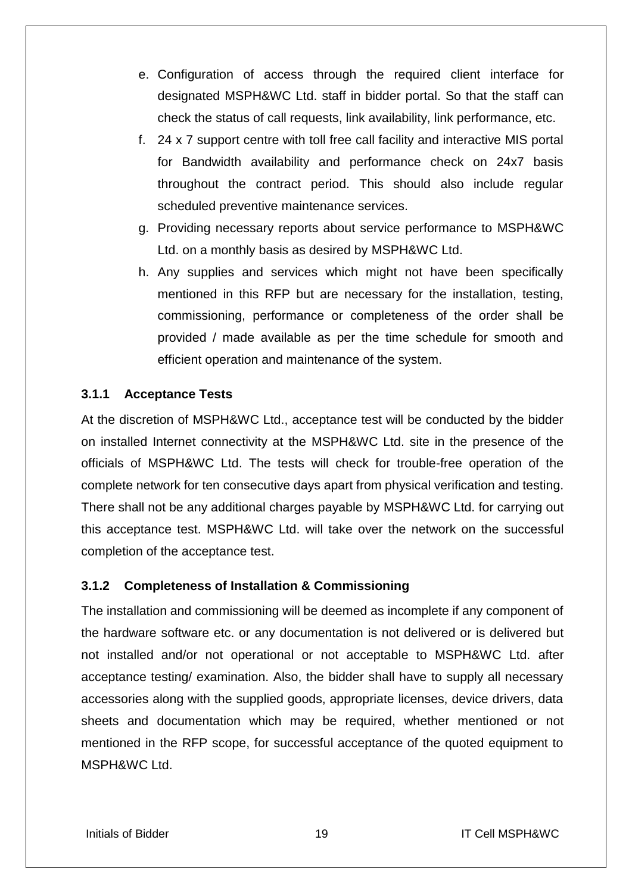e. Configuration of access through the required client interface for designated MSPH&WC Ltd. staff in bidder portal. So that the staff can check the status of call requests, link availability, link performance, etc.
f. 24 x 7 support centre with toll free call facility and interactive MIS portal for Bandwidth availability and performance check on 24x7 basis throughout the contract period. This should also include regular scheduled preventive maintenance services.
g. Providing necessary reports about service performance to MSPH&WC Ltd. on a monthly basis as desired by MSPH&WC Ltd.
h. Any supplies and services which might not have been specifically mentioned in this RFP but are necessary for the installation, testing, commissioning, performance or completeness of the order shall be provided / made available as per the time schedule for smooth and efficient operation and maintenance of the system.

### 3.1.1 Acceptance Tests

At the discretion of MSPH&WC Ltd., acceptance test will be conducted by the bidder on installed Internet connectivity at the MSPH&WC Ltd. site in the presence of the officials of MSPH&WC Ltd. The tests will check for trouble-free operation of the complete network for ten consecutive days apart from physical verification and testing. There shall not be any additional charges payable by MSPH&WC Ltd. for carrying out this acceptance test. MSPH&WC Ltd. will take over the network on the successful completion of the acceptance test.

### 3.1.2 Completeness of Installation & Commissioning

The installation and commissioning will be deemed as incomplete if any component of the hardware software etc. or any documentation is not delivered or is delivered but not installed and/or not operational or not acceptable to MSPH&WC Ltd. after acceptance testing/ examination. Also, the bidder shall have to supply all necessary accessories along with the supplied goods, appropriate licenses, device drivers, data sheets and documentation which may be required, whether mentioned or not mentioned in the RFP scope, for successful acceptance of the quoted equipment to MSPH&WC Ltd.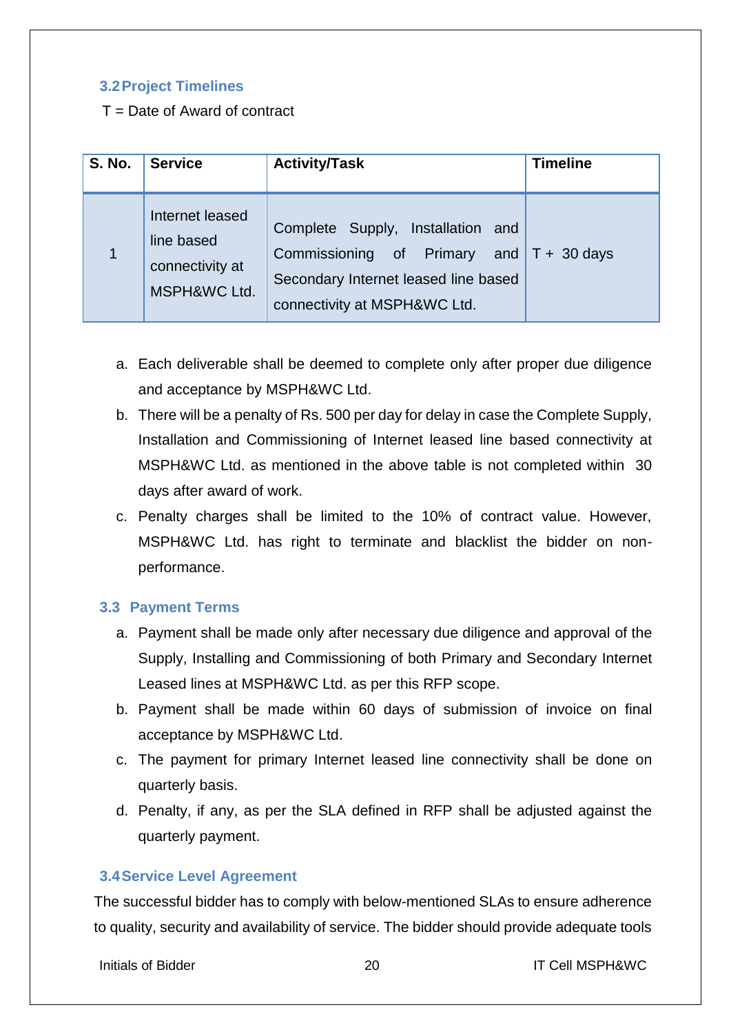### 3.2 Project Timelines

T = Date of Award of contract

| S. No. | Service | Activity/Task | Timeline |
|---|---|---|---|
| 1 | Internet leased line based connectivity at MSPH&WC Ltd. | Complete Supply, Installation and Commissioning of Primary and Secondary Internet leased line based connectivity at MSPH&WC Ltd. | T + 30 days |

a. Each deliverable shall be deemed to complete only after proper due diligence and acceptance by MSPH&WC Ltd.

b. There will be a penalty of Rs. 500 per day for delay in case the Complete Supply, Installation and Commissioning of Internet leased line based connectivity at MSPH&WC Ltd. as mentioned in the above table is not completed within 30 days after award of work.

c. Penalty charges shall be limited to the 10% of contract value. However, MSPH&WC Ltd. has right to terminate and blacklist the bidder on non-performance.

### 3.3 Payment Terms

a. Payment shall be made only after necessary due diligence and approval of the Supply, Installing and Commissioning of both Primary and Secondary Internet Leased lines at MSPH&WC Ltd. as per this RFP scope.

b. Payment shall be made within 60 days of submission of invoice on final acceptance by MSPH&WC Ltd.

c. The payment for primary Internet leased line connectivity shall be done on quarterly basis.

d. Penalty, if any, as per the SLA defined in RFP shall be adjusted against the quarterly payment.

### 3.4 Service Level Agreement

The successful bidder has to comply with below-mentioned SLAs to ensure adherence to quality, security and availability of service. The bidder should provide adequate tools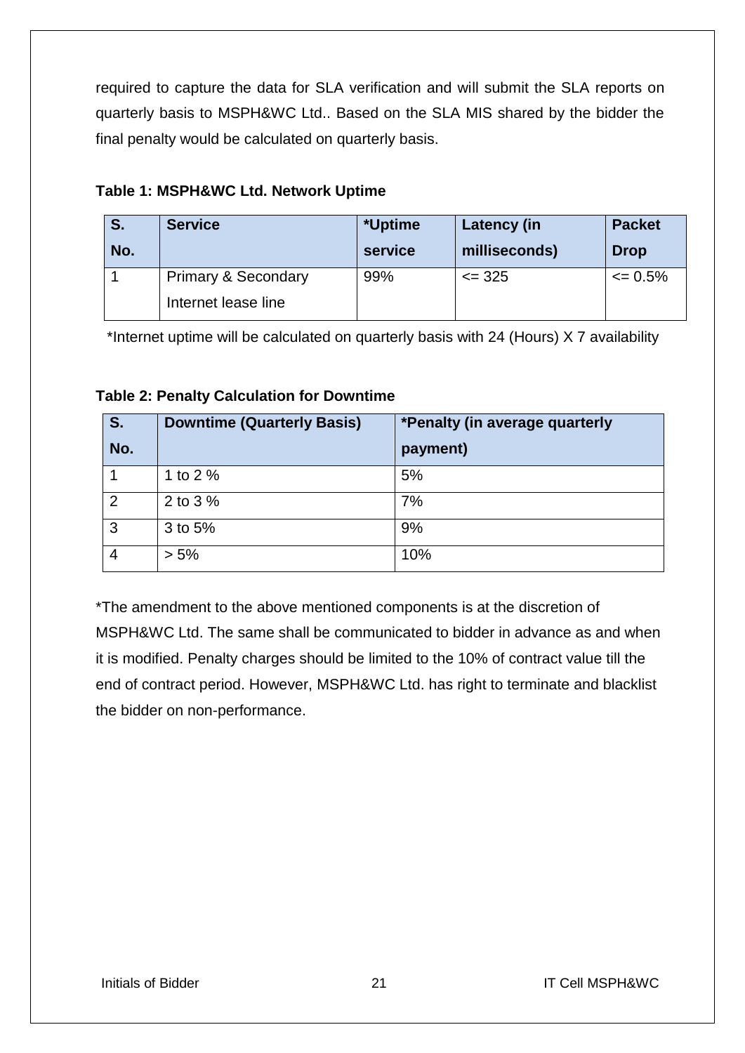required to capture the data for SLA verification and will submit the SLA reports on quarterly basis to MSPH&WC Ltd.. Based on the SLA MIS shared by the bidder the final penalty would be calculated on quarterly basis.

**Table 1: MSPH&WC Ltd. Network Uptime**

| S. No. | Service | *Uptime service | Latency (in milliseconds) | Packet Drop |
|---|---|---|---|---|
| 1 | Primary & Secondary Internet lease line | 99% | <= 325 | <= 0.5% |

*Internet uptime will be calculated on quarterly basis with 24 (Hours) X 7 availability

**Table 2: Penalty Calculation for Downtime**

| S. No. | Downtime (Quarterly Basis) | *Penalty (in average quarterly payment) |
|---|---|---|
| 1 | 1 to 2 % | 5% |
| 2 | 2 to 3 % | 7% |
| 3 | 3 to 5% | 9% |
| 4 | > 5% | 10% |

*The amendment to the above mentioned components is at the discretion of MSPH&WC Ltd. The same shall be communicated to bidder in advance as and when it is modified. Penalty charges should be limited to the 10% of contract value till the end of contract period. However, MSPH&WC Ltd. has right to terminate and blacklist the bidder on non-performance.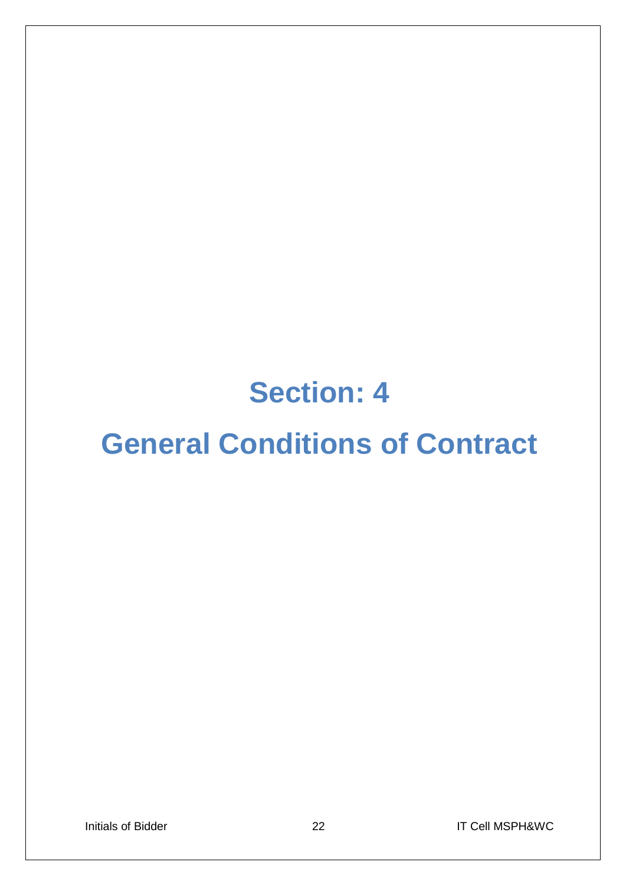# Section: 4

# General Conditions of Contract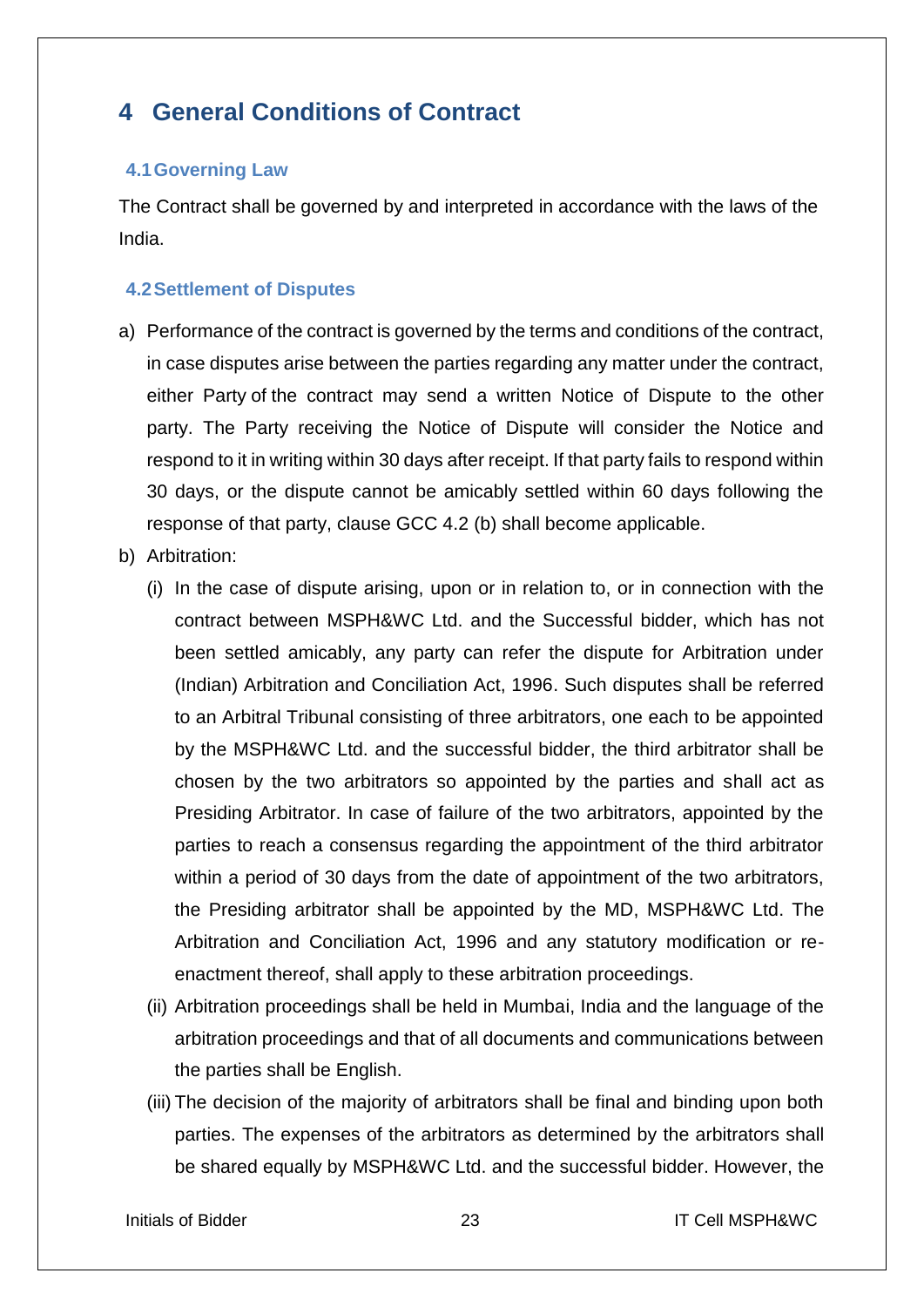# 4 General Conditions of Contract

## 4.1 Governing Law

The Contract shall be governed by and interpreted in accordance with the laws of the India.

## 4.2 Settlement of Disputes

a) Performance of the contract is governed by the terms and conditions of the contract, in case disputes arise between the parties regarding any matter under the contract, either Party of the contract may send a written Notice of Dispute to the other party. The Party receiving the Notice of Dispute will consider the Notice and respond to it in writing within 30 days after receipt. If that party fails to respond within 30 days, or the dispute cannot be amicably settled within 60 days following the response of that party, clause GCC 4.2 (b) shall become applicable.

b) Arbitration:

   (i) In the case of dispute arising, upon or in relation to, or in connection with the contract between MSPH&WC Ltd. and the Successful bidder, which has not been settled amicably, any party can refer the dispute for Arbitration under (Indian) Arbitration and Conciliation Act, 1996. Such disputes shall be referred to an Arbitral Tribunal consisting of three arbitrators, one each to be appointed by the MSPH&WC Ltd. and the successful bidder, the third arbitrator shall be chosen by the two arbitrators so appointed by the parties and shall act as Presiding Arbitrator. In case of failure of the two arbitrators, appointed by the parties to reach a consensus regarding the appointment of the third arbitrator within a period of 30 days from the date of appointment of the two arbitrators, the Presiding arbitrator shall be appointed by the MD, MSPH&WC Ltd. The Arbitration and Conciliation Act, 1996 and any statutory modification or re-enactment thereof, shall apply to these arbitration proceedings.

   (ii) Arbitration proceedings shall be held in Mumbai, India and the language of the arbitration proceedings and that of all documents and communications between the parties shall be English.

   (iii) The decision of the majority of arbitrators shall be final and binding upon both parties. The expenses of the arbitrators as determined by the arbitrators shall be shared equally by MSPH&WC Ltd. and the successful bidder. However, the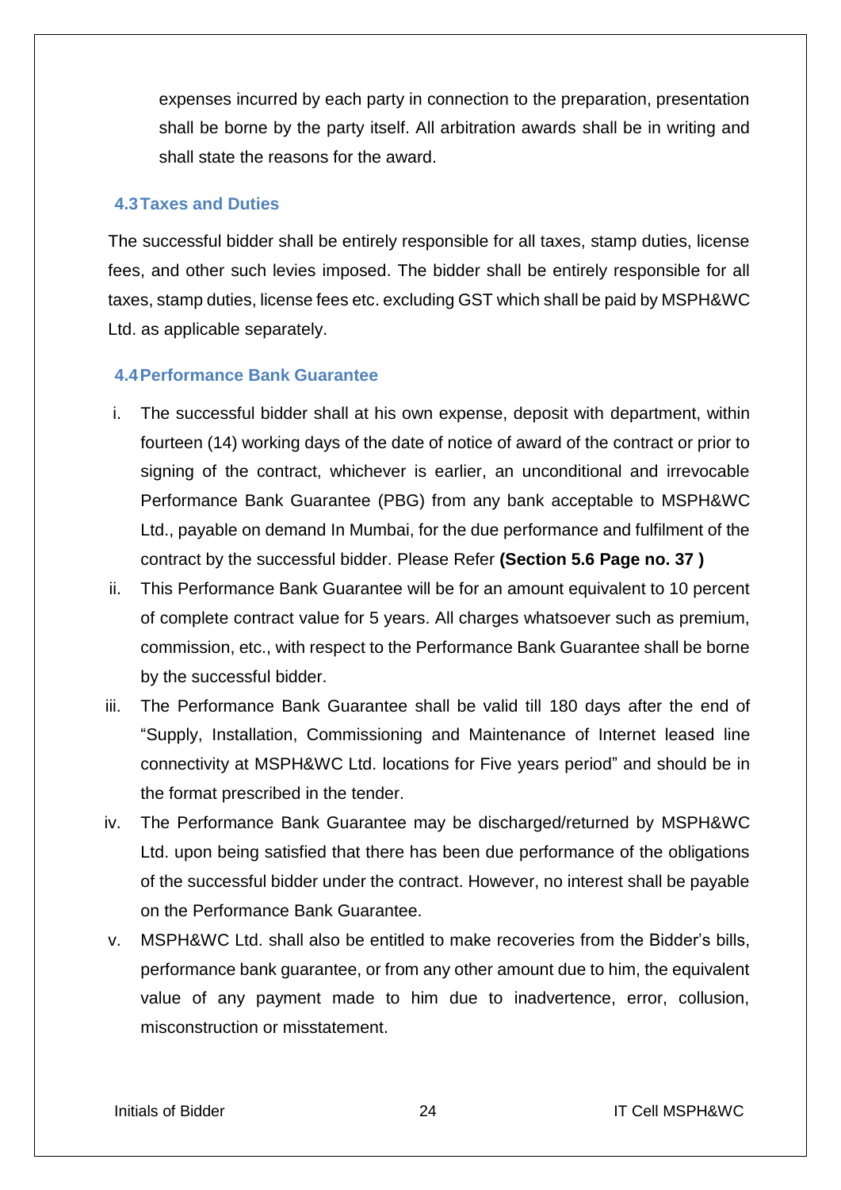expenses incurred by each party in connection to the preparation, presentation shall be borne by the party itself. All arbitration awards shall be in writing and shall state the reasons for the award.

### 4.3 Taxes and Duties

The successful bidder shall be entirely responsible for all taxes, stamp duties, license fees, and other such levies imposed. The bidder shall be entirely responsible for all taxes, stamp duties, license fees etc. excluding GST which shall be paid by MSPH&WC Ltd. as applicable separately.

### 4.4 Performance Bank Guarantee

i. The successful bidder shall at his own expense, deposit with department, within fourteen (14) working days of the date of notice of award of the contract or prior to signing of the contract, whichever is earlier, an unconditional and irrevocable Performance Bank Guarantee (PBG) from any bank acceptable to MSPH&WC Ltd., payable on demand In Mumbai, for the due performance and fulfilment of the contract by the successful bidder. Please Refer **(Section 5.6 Page no. 37 )**

ii. This Performance Bank Guarantee will be for an amount equivalent to 10 percent of complete contract value for 5 years. All charges whatsoever such as premium, commission, etc., with respect to the Performance Bank Guarantee shall be borne by the successful bidder.

iii. The Performance Bank Guarantee shall be valid till 180 days after the end of "Supply, Installation, Commissioning and Maintenance of Internet leased line connectivity at MSPH&WC Ltd. locations for Five years period" and should be in the format prescribed in the tender.

iv. The Performance Bank Guarantee may be discharged/returned by MSPH&WC Ltd. upon being satisfied that there has been due performance of the obligations of the successful bidder under the contract. However, no interest shall be payable on the Performance Bank Guarantee.

v. MSPH&WC Ltd. shall also be entitled to make recoveries from the Bidder's bills, performance bank guarantee, or from any other amount due to him, the equivalent value of any payment made to him due to inadvertence, error, collusion, misconstruction or misstatement.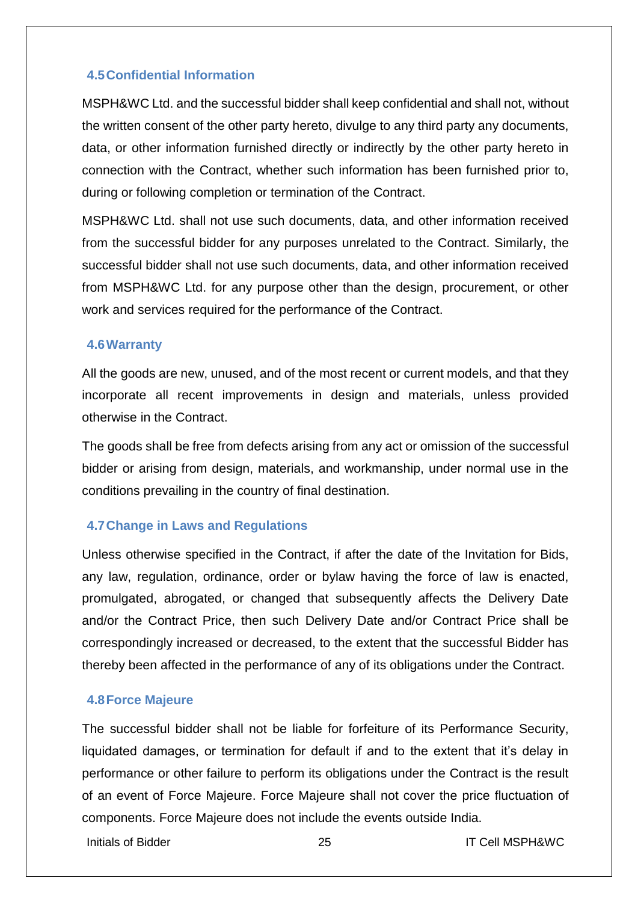### 4.5 Confidential Information

MSPH&WC Ltd. and the successful bidder shall keep confidential and shall not, without the written consent of the other party hereto, divulge to any third party any documents, data, or other information furnished directly or indirectly by the other party hereto in connection with the Contract, whether such information has been furnished prior to, during or following completion or termination of the Contract.

MSPH&WC Ltd. shall not use such documents, data, and other information received from the successful bidder for any purposes unrelated to the Contract. Similarly, the successful bidder shall not use such documents, data, and other information received from MSPH&WC Ltd. for any purpose other than the design, procurement, or other work and services required for the performance of the Contract.

### 4.6 Warranty

All the goods are new, unused, and of the most recent or current models, and that they incorporate all recent improvements in design and materials, unless provided otherwise in the Contract.

The goods shall be free from defects arising from any act or omission of the successful bidder or arising from design, materials, and workmanship, under normal use in the conditions prevailing in the country of final destination.

### 4.7 Change in Laws and Regulations

Unless otherwise specified in the Contract, if after the date of the Invitation for Bids, any law, regulation, ordinance, order or bylaw having the force of law is enacted, promulgated, abrogated, or changed that subsequently affects the Delivery Date and/or the Contract Price, then such Delivery Date and/or Contract Price shall be correspondingly increased or decreased, to the extent that the successful Bidder has thereby been affected in the performance of any of its obligations under the Contract.

### 4.8 Force Majeure

The successful bidder shall not be liable for forfeiture of its Performance Security, liquidated damages, or termination for default if and to the extent that it's delay in performance or other failure to perform its obligations under the Contract is the result of an event of Force Majeure. Force Majeure shall not cover the price fluctuation of components. Force Majeure does not include the events outside India.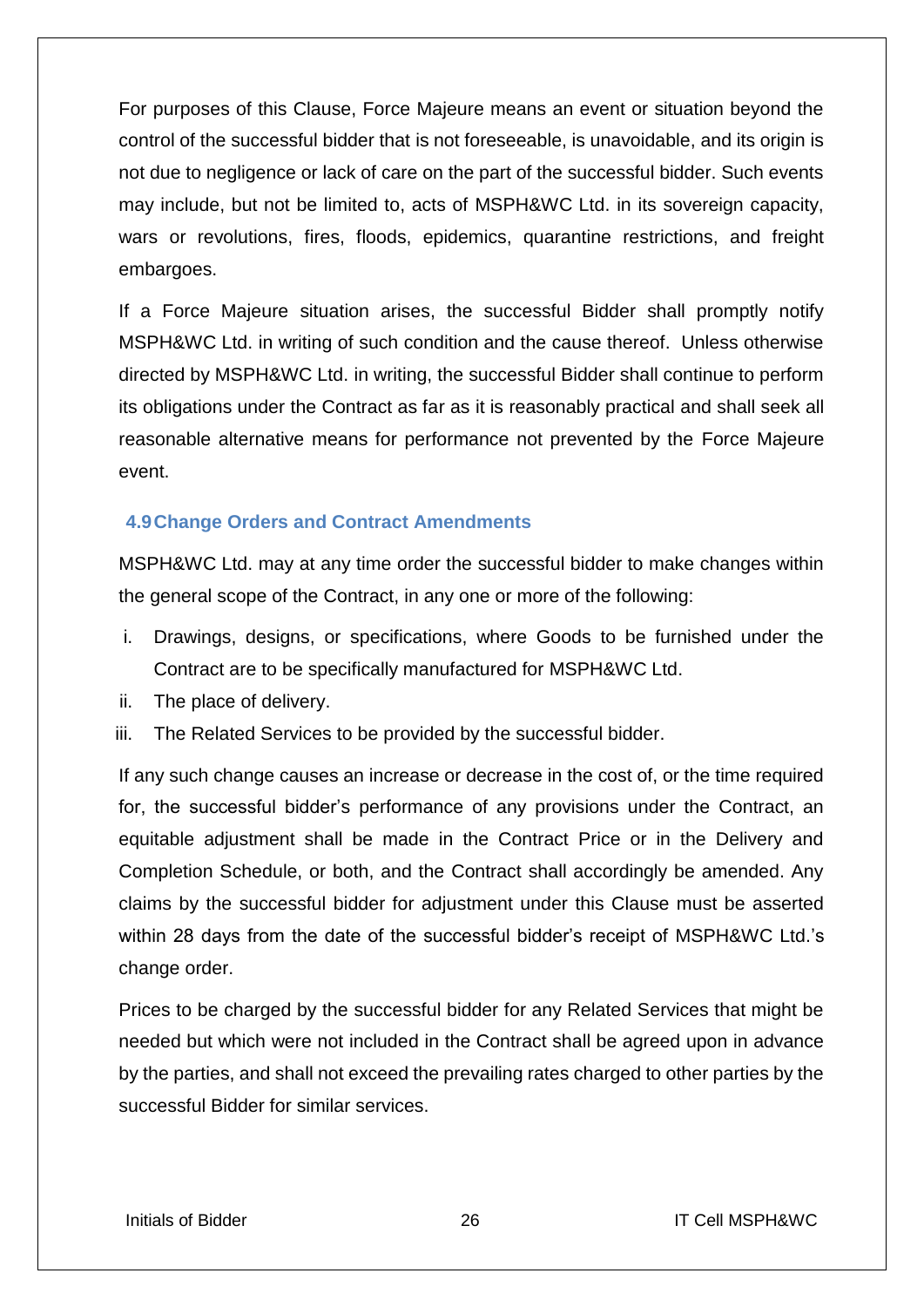For purposes of this Clause, Force Majeure means an event or situation beyond the control of the successful bidder that is not foreseeable, is unavoidable, and its origin is not due to negligence or lack of care on the part of the successful bidder. Such events may include, but not be limited to, acts of MSPH&WC Ltd. in its sovereign capacity, wars or revolutions, fires, floods, epidemics, quarantine restrictions, and freight embargoes.

If a Force Majeure situation arises, the successful Bidder shall promptly notify MSPH&WC Ltd. in writing of such condition and the cause thereof. Unless otherwise directed by MSPH&WC Ltd. in writing, the successful Bidder shall continue to perform its obligations under the Contract as far as it is reasonably practical and shall seek all reasonable alternative means for performance not prevented by the Force Majeure event.

### 4.9 Change Orders and Contract Amendments

MSPH&WC Ltd. may at any time order the successful bidder to make changes within the general scope of the Contract, in any one or more of the following:

i. Drawings, designs, or specifications, where Goods to be furnished under the Contract are to be specifically manufactured for MSPH&WC Ltd.
ii. The place of delivery.
iii. The Related Services to be provided by the successful bidder.

If any such change causes an increase or decrease in the cost of, or the time required for, the successful bidder's performance of any provisions under the Contract, an equitable adjustment shall be made in the Contract Price or in the Delivery and Completion Schedule, or both, and the Contract shall accordingly be amended. Any claims by the successful bidder for adjustment under this Clause must be asserted within 28 days from the date of the successful bidder's receipt of MSPH&WC Ltd.'s change order.

Prices to be charged by the successful bidder for any Related Services that might be needed but which were not included in the Contract shall be agreed upon in advance by the parties, and shall not exceed the prevailing rates charged to other parties by the successful Bidder for similar services.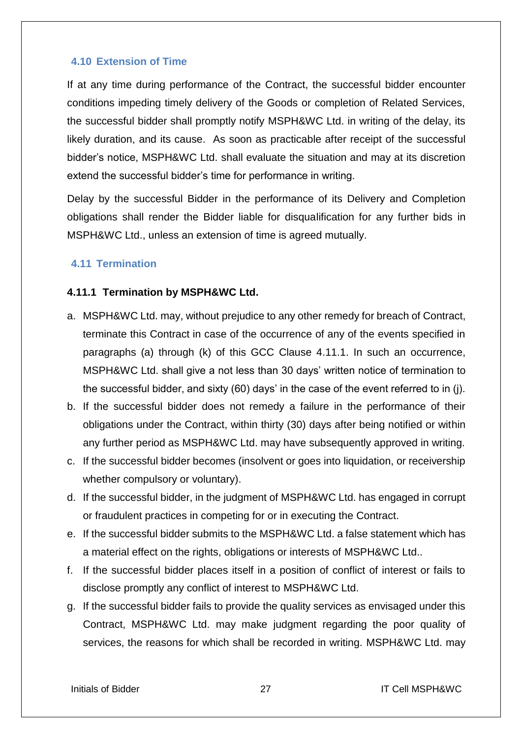### 4.10 Extension of Time

If at any time during performance of the Contract, the successful bidder encounter conditions impeding timely delivery of the Goods or completion of Related Services, the successful bidder shall promptly notify MSPH&WC Ltd. in writing of the delay, its likely duration, and its cause. As soon as practicable after receipt of the successful bidder's notice, MSPH&WC Ltd. shall evaluate the situation and may at its discretion extend the successful bidder's time for performance in writing.

Delay by the successful Bidder in the performance of its Delivery and Completion obligations shall render the Bidder liable for disqualification for any further bids in MSPH&WC Ltd., unless an extension of time is agreed mutually.

### 4.11 Termination

#### 4.11.1 Termination by MSPH&WC Ltd.

a. MSPH&WC Ltd. may, without prejudice to any other remedy for breach of Contract, terminate this Contract in case of the occurrence of any of the events specified in paragraphs (a) through (k) of this GCC Clause 4.11.1. In such an occurrence, MSPH&WC Ltd. shall give a not less than 30 days' written notice of termination to the successful bidder, and sixty (60) days' in the case of the event referred to in (j).

b. If the successful bidder does not remedy a failure in the performance of their obligations under the Contract, within thirty (30) days after being notified or within any further period as MSPH&WC Ltd. may have subsequently approved in writing.

c. If the successful bidder becomes (insolvent or goes into liquidation, or receivership whether compulsory or voluntary).

d. If the successful bidder, in the judgment of MSPH&WC Ltd. has engaged in corrupt or fraudulent practices in competing for or in executing the Contract.

e. If the successful bidder submits to the MSPH&WC Ltd. a false statement which has a material effect on the rights, obligations or interests of MSPH&WC Ltd..

f. If the successful bidder places itself in a position of conflict of interest or fails to disclose promptly any conflict of interest to MSPH&WC Ltd.

g. If the successful bidder fails to provide the quality services as envisaged under this Contract, MSPH&WC Ltd. may make judgment regarding the poor quality of services, the reasons for which shall be recorded in writing. MSPH&WC Ltd. may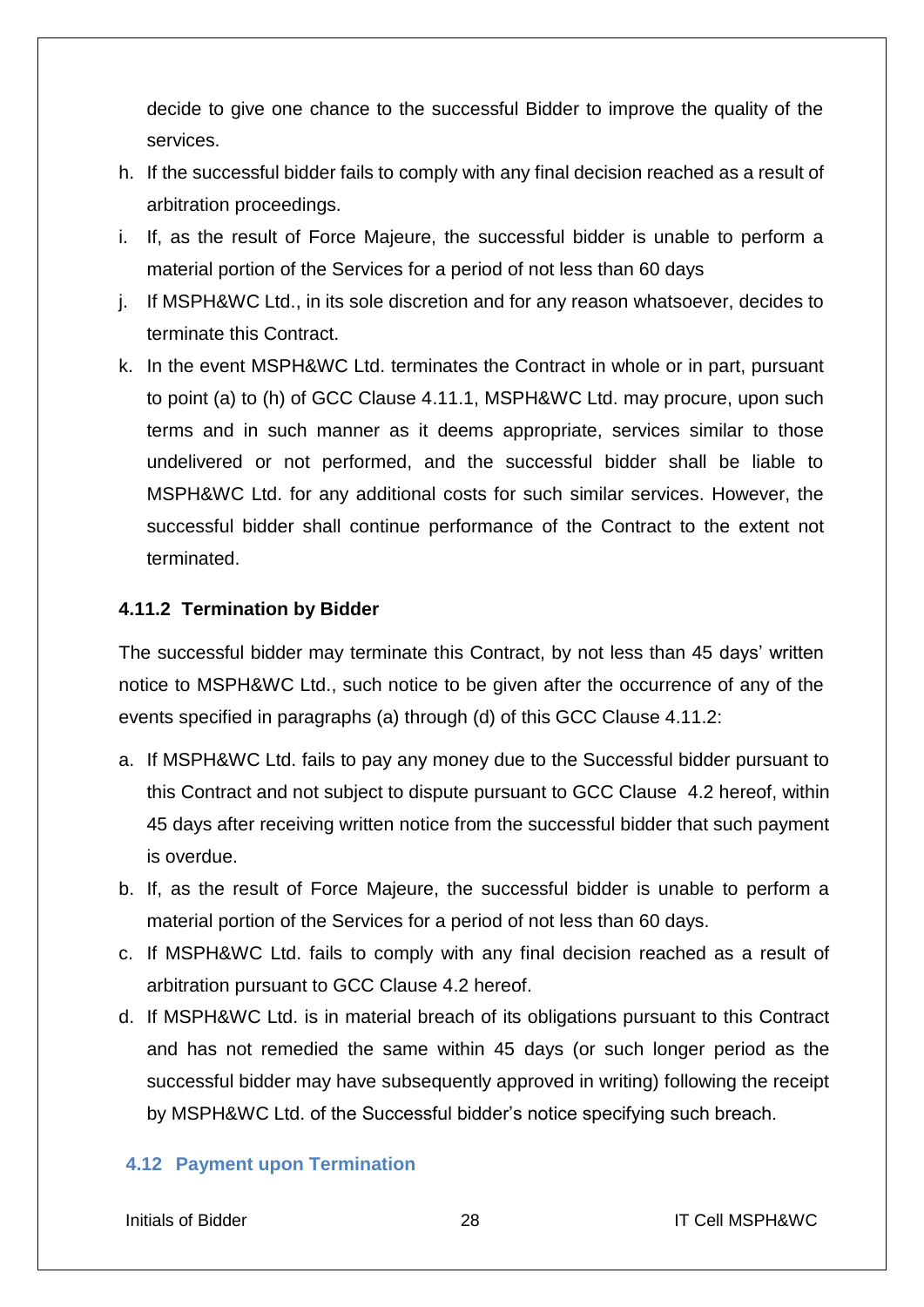decide to give one chance to the successful Bidder to improve the quality of the services.

h. If the successful bidder fails to comply with any final decision reached as a result of arbitration proceedings.
i. If, as the result of Force Majeure, the successful bidder is unable to perform a material portion of the Services for a period of not less than 60 days
j. If MSPH&WC Ltd., in its sole discretion and for any reason whatsoever, decides to terminate this Contract.
k. In the event MSPH&WC Ltd. terminates the Contract in whole or in part, pursuant to point (a) to (h) of GCC Clause 4.11.1, MSPH&WC Ltd. may procure, upon such terms and in such manner as it deems appropriate, services similar to those undelivered or not performed, and the successful bidder shall be liable to MSPH&WC Ltd. for any additional costs for such similar services. However, the successful bidder shall continue performance of the Contract to the extent not terminated.

**4.11.2 Termination by Bidder**

The successful bidder may terminate this Contract, by not less than 45 days' written notice to MSPH&WC Ltd., such notice to be given after the occurrence of any of the events specified in paragraphs (a) through (d) of this GCC Clause 4.11.2:

a. If MSPH&WC Ltd. fails to pay any money due to the Successful bidder pursuant to this Contract and not subject to dispute pursuant to GCC Clause 4.2 hereof, within 45 days after receiving written notice from the successful bidder that such payment is overdue.
b. If, as the result of Force Majeure, the successful bidder is unable to perform a material portion of the Services for a period of not less than 60 days.
c. If MSPH&WC Ltd. fails to comply with any final decision reached as a result of arbitration pursuant to GCC Clause 4.2 hereof.
d. If MSPH&WC Ltd. is in material breach of its obligations pursuant to this Contract and has not remedied the same within 45 days (or such longer period as the successful bidder may have subsequently approved in writing) following the receipt by MSPH&WC Ltd. of the Successful bidder's notice specifying such breach.

### 4.12 Payment upon Termination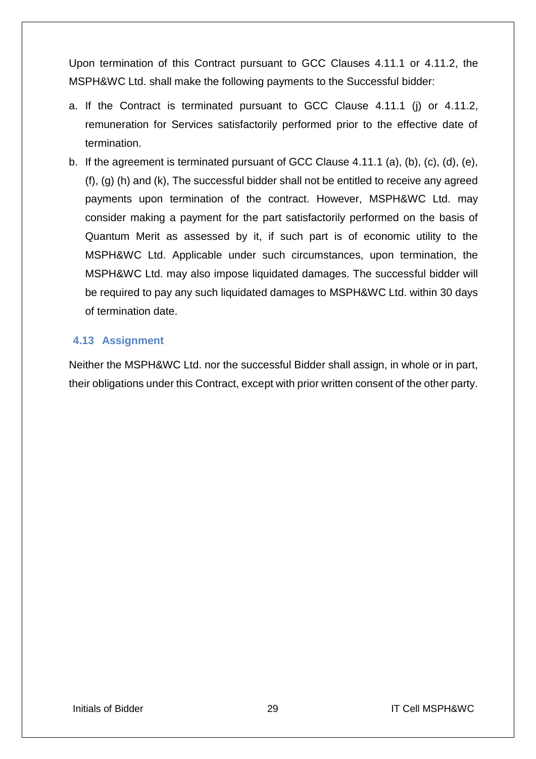Upon termination of this Contract pursuant to GCC Clauses 4.11.1 or 4.11.2, the MSPH&WC Ltd. shall make the following payments to the Successful bidder:

a. If the Contract is terminated pursuant to GCC Clause 4.11.1 (j) or 4.11.2, remuneration for Services satisfactorily performed prior to the effective date of termination.
b. If the agreement is terminated pursuant of GCC Clause 4.11.1 (a), (b), (c), (d), (e), (f), (g) (h) and (k), The successful bidder shall not be entitled to receive any agreed payments upon termination of the contract. However, MSPH&WC Ltd. may consider making a payment for the part satisfactorily performed on the basis of Quantum Merit as assessed by it, if such part is of economic utility to the MSPH&WC Ltd. Applicable under such circumstances, upon termination, the MSPH&WC Ltd. may also impose liquidated damages. The successful bidder will be required to pay any such liquidated damages to MSPH&WC Ltd. within 30 days of termination date.

### 4.13 Assignment

Neither the MSPH&WC Ltd. nor the successful Bidder shall assign, in whole or in part, their obligations under this Contract, except with prior written consent of the other party.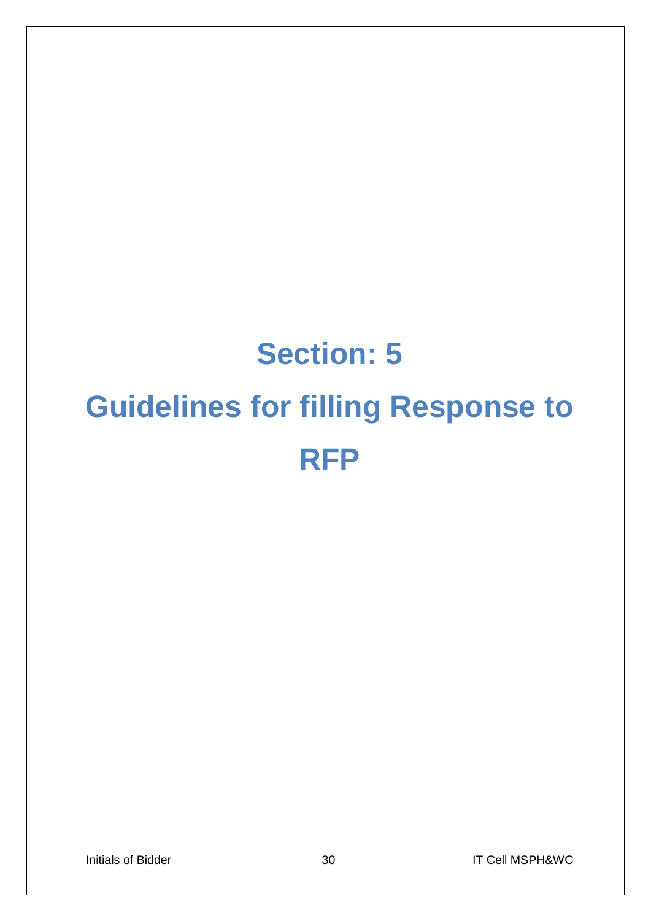# Section: 5

# Guidelines for filling Response to RFP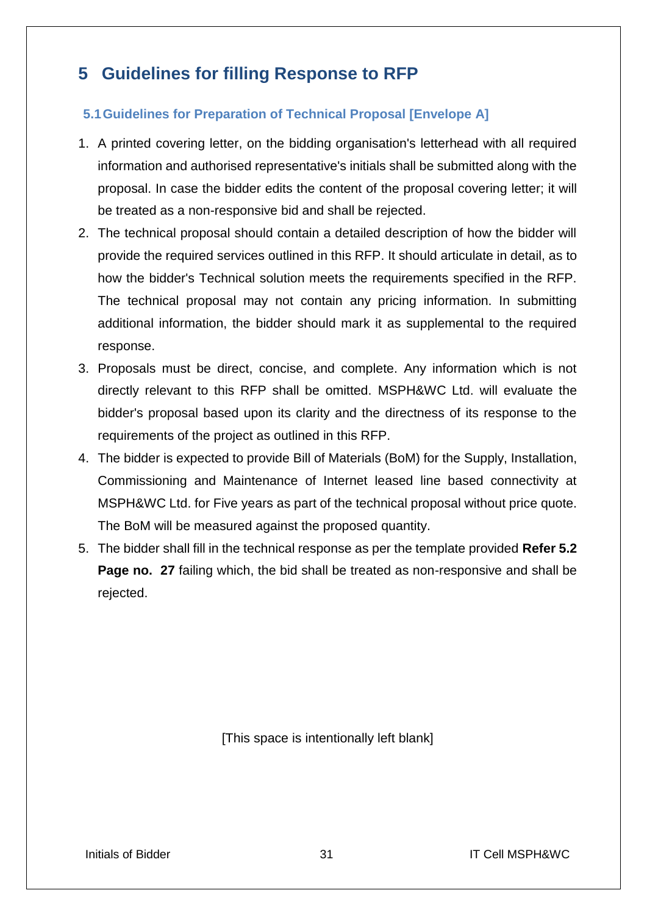# 5 Guidelines for filling Response to RFP

## 5.1 Guidelines for Preparation of Technical Proposal [Envelope A]

1. A printed covering letter, on the bidding organisation's letterhead with all required information and authorised representative's initials shall be submitted along with the proposal. In case the bidder edits the content of the proposal covering letter; it will be treated as a non-responsive bid and shall be rejected.
2. The technical proposal should contain a detailed description of how the bidder will provide the required services outlined in this RFP. It should articulate in detail, as to how the bidder's Technical solution meets the requirements specified in the RFP. The technical proposal may not contain any pricing information. In submitting additional information, the bidder should mark it as supplemental to the required response.
3. Proposals must be direct, concise, and complete. Any information which is not directly relevant to this RFP shall be omitted. MSPH&WC Ltd. will evaluate the bidder's proposal based upon its clarity and the directness of its response to the requirements of the project as outlined in this RFP.
4. The bidder is expected to provide Bill of Materials (BoM) for the Supply, Installation, Commissioning and Maintenance of Internet leased line based connectivity at MSPH&WC Ltd. for Five years as part of the technical proposal without price quote. The BoM will be measured against the proposed quantity.
5. The bidder shall fill in the technical response as per the template provided **Refer 5.2 Page no. 27** failing which, the bid shall be treated as non-responsive and shall be rejected.

[This space is intentionally left blank]

Initials of Bidder

IT Cell MSPH&WC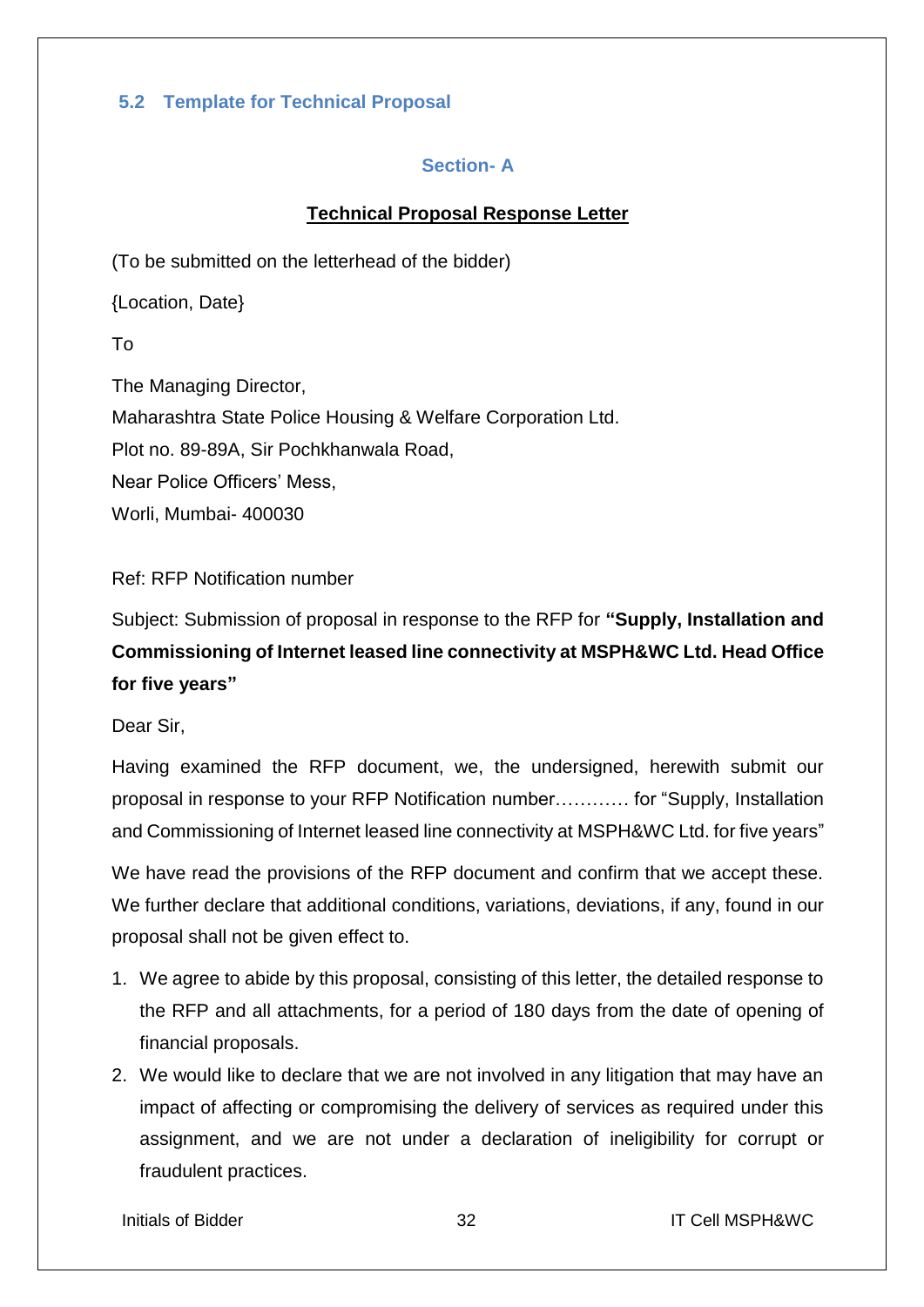### 5.2 Template for Technical Proposal

#### Section- A

**<u>Technical Proposal Response Letter</u>**

(To be submitted on the letterhead of the bidder)

{Location, Date}

To

The Managing Director,
Maharashtra State Police Housing & Welfare Corporation Ltd.
Plot no. 89-89A, Sir Pochkhanwala Road,
Near Police Officers' Mess,
Worli, Mumbai- 400030

Ref: RFP Notification number

Subject: Submission of proposal in response to the RFP for **"Supply, Installation and Commissioning of Internet leased line connectivity at MSPH&WC Ltd. Head Office for five years"**

Dear Sir,

Having examined the RFP document, we, the undersigned, herewith submit our proposal in response to your RFP Notification number………… for "Supply, Installation and Commissioning of Internet leased line connectivity at MSPH&WC Ltd. for five years"

We have read the provisions of the RFP document and confirm that we accept these. We further declare that additional conditions, variations, deviations, if any, found in our proposal shall not be given effect to.

1. We agree to abide by this proposal, consisting of this letter, the detailed response to the RFP and all attachments, for a period of 180 days from the date of opening of financial proposals.
2. We would like to declare that we are not involved in any litigation that may have an impact of affecting or compromising the delivery of services as required under this assignment, and we are not under a declaration of ineligibility for corrupt or fraudulent practices.

Initials of Bidder IT Cell MSPH&WC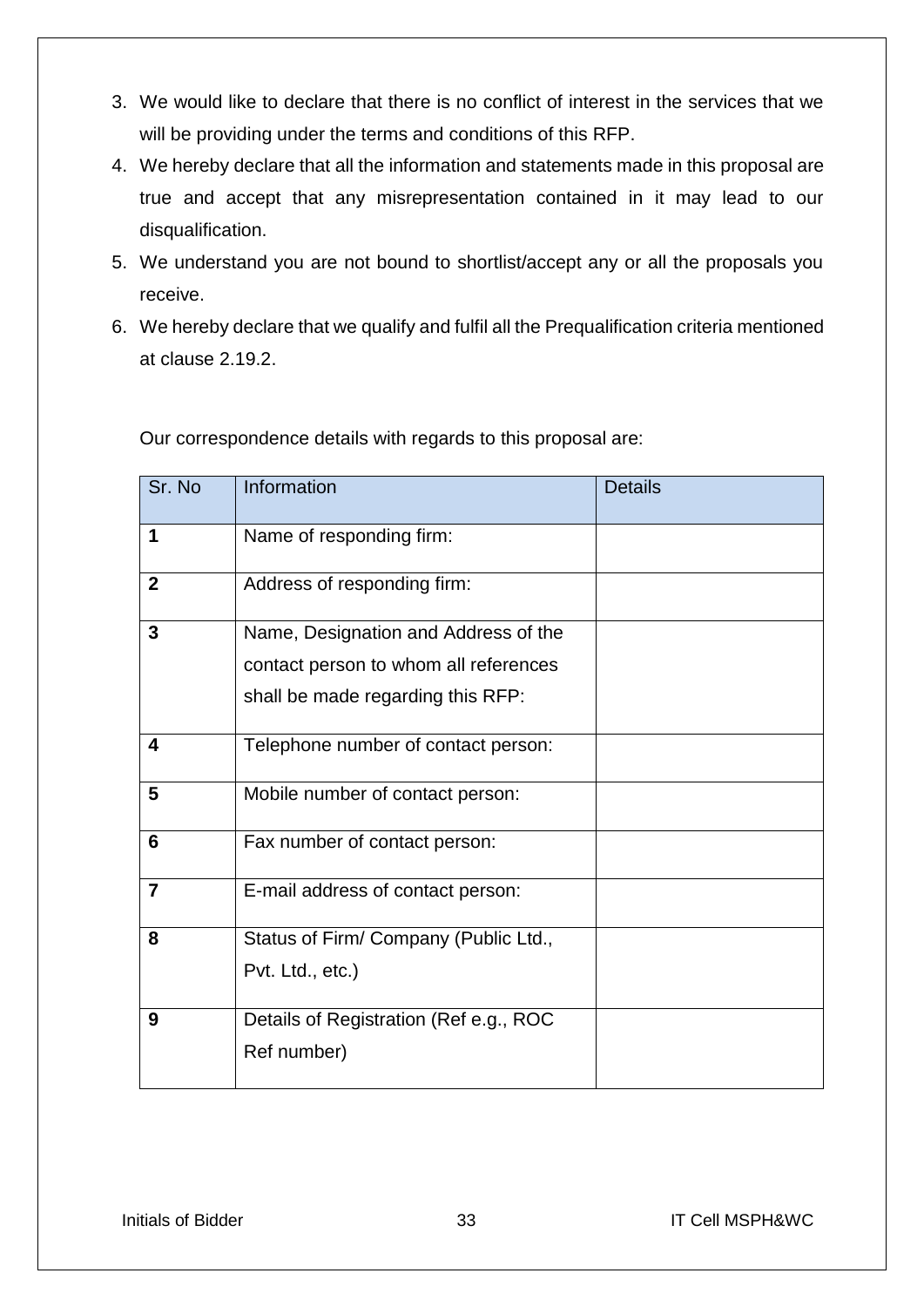3. We would like to declare that there is no conflict of interest in the services that we will be providing under the terms and conditions of this RFP.
4. We hereby declare that all the information and statements made in this proposal are true and accept that any misrepresentation contained in it may lead to our disqualification.
5. We understand you are not bound to shortlist/accept any or all the proposals you receive.
6. We hereby declare that we qualify and fulfil all the Prequalification criteria mentioned at clause 2.19.2.

Our correspondence details with regards to this proposal are:

| Sr. No | Information | Details |
|---|---|---|
| **1** | Name of responding firm: | |
| **2** | Address of responding firm: | |
| **3** | Name, Designation and Address of the contact person to whom all references shall be made regarding this RFP: | |
| **4** | Telephone number of contact person: | |
| **5** | Mobile number of contact person: | |
| **6** | Fax number of contact person: | |
| **7** | E-mail address of contact person: | |
| **8** | Status of Firm/ Company (Public Ltd., Pvt. Ltd., etc.) | |
| **9** | Details of Registration (Ref e.g., ROC Ref number) | |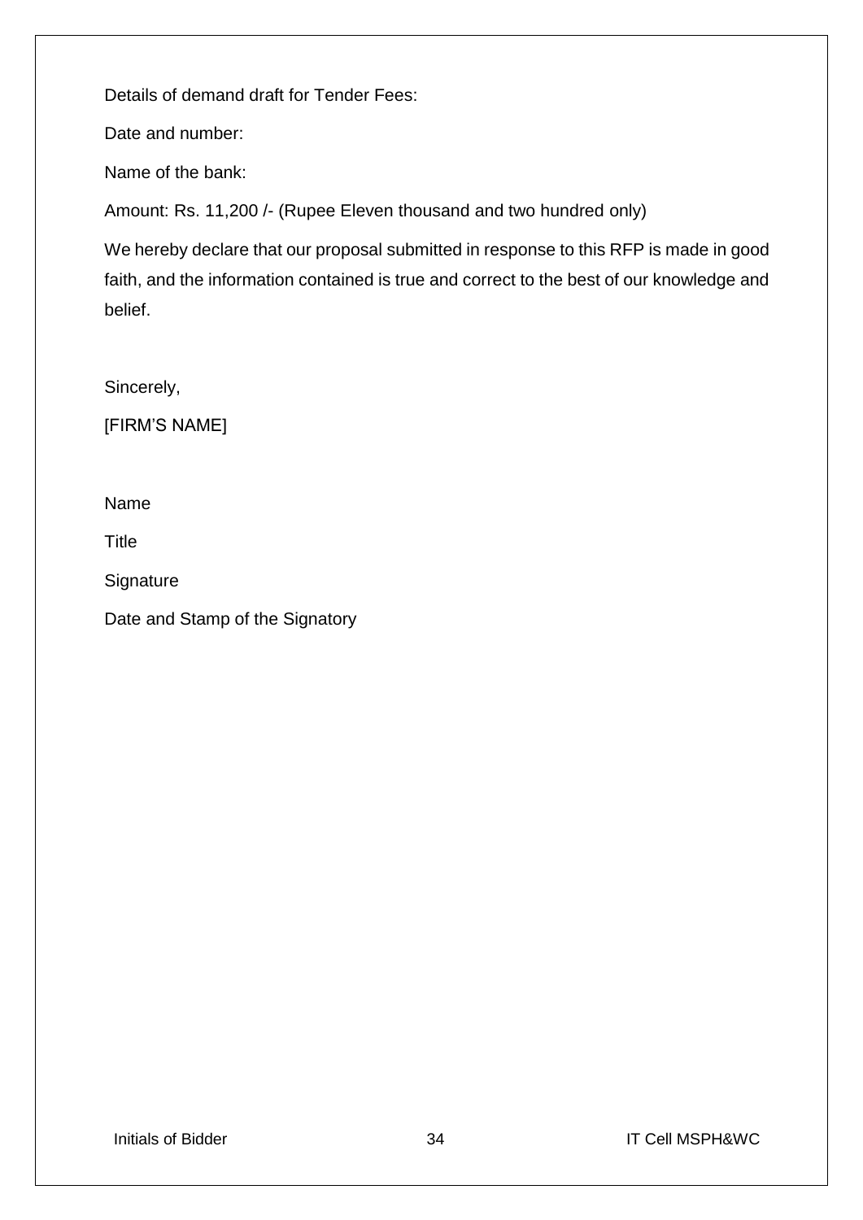Details of demand draft for Tender Fees:

Date and number:

Name of the bank:

Amount: Rs. 11,200 /- (Rupee Eleven thousand and two hundred only)

We hereby declare that our proposal submitted in response to this RFP is made in good faith, and the information contained is true and correct to the best of our knowledge and belief.

Sincerely,

[FIRM'S NAME]

Name

Title

Signature

Date and Stamp of the Signatory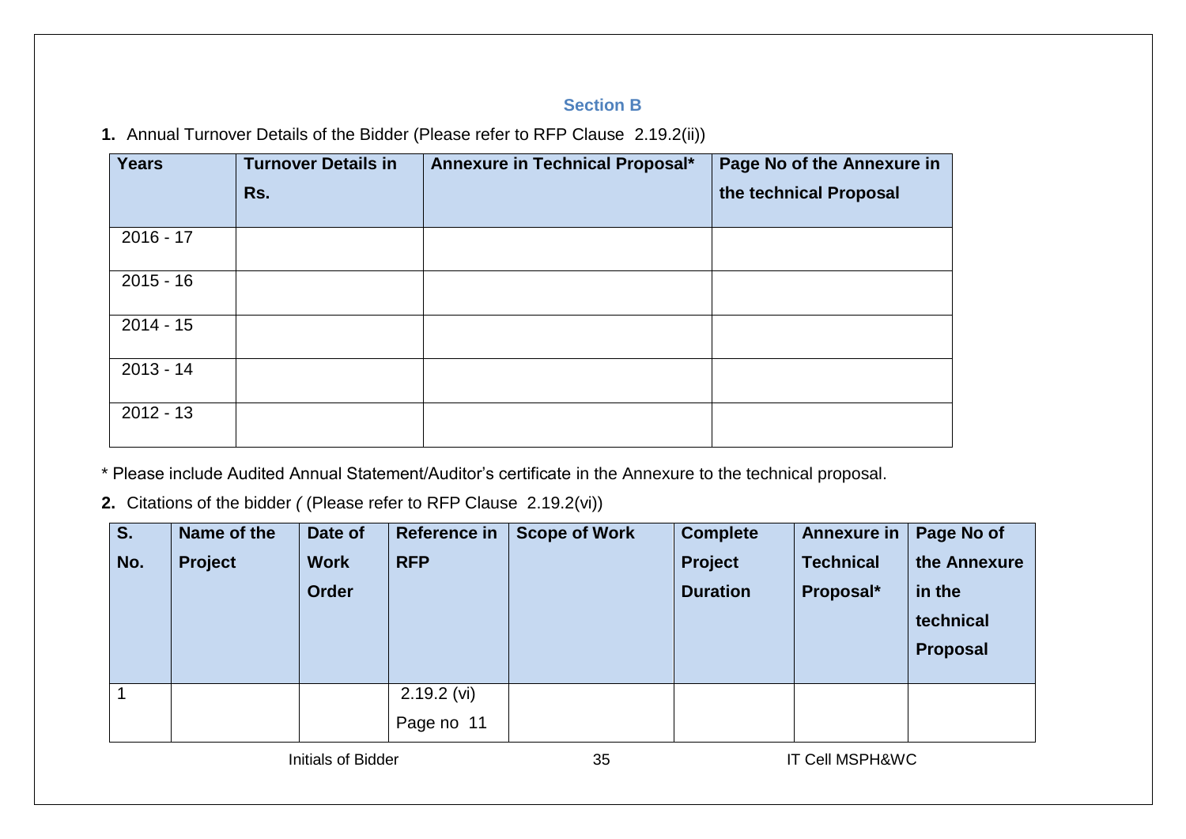## Section B

**1.** Annual Turnover Details of the Bidder (Please refer to RFP Clause 2.19.2(ii))

| Years | Turnover Details in Rs. | Annexure in Technical Proposal* | Page No of the Annexure in the technical Proposal |
|---|---|---|---|
| 2016 - 17 | | | |
| 2015 - 16 | | | |
| 2014 - 15 | | | |
| 2013 - 14 | | | |
| 2012 - 13 | | | |

* Please include Audited Annual Statement/Auditor's certificate in the Annexure to the technical proposal.

**2.** Citations of the bidder *(* (Please refer to RFP Clause 2.19.2(vi))

| S. No. | Name of the Project | Date of Work Order | Reference in RFP | Scope of Work | Complete Project Duration | Annexure in Technical Proposal* | Page No of the Annexure in the technical Proposal |
|---|---|---|---|---|---|---|---|
| 1 | | | 2.19.2 (vi) Page no 11 | | | | |

Initials of Bidder IT Cell MSPH&WC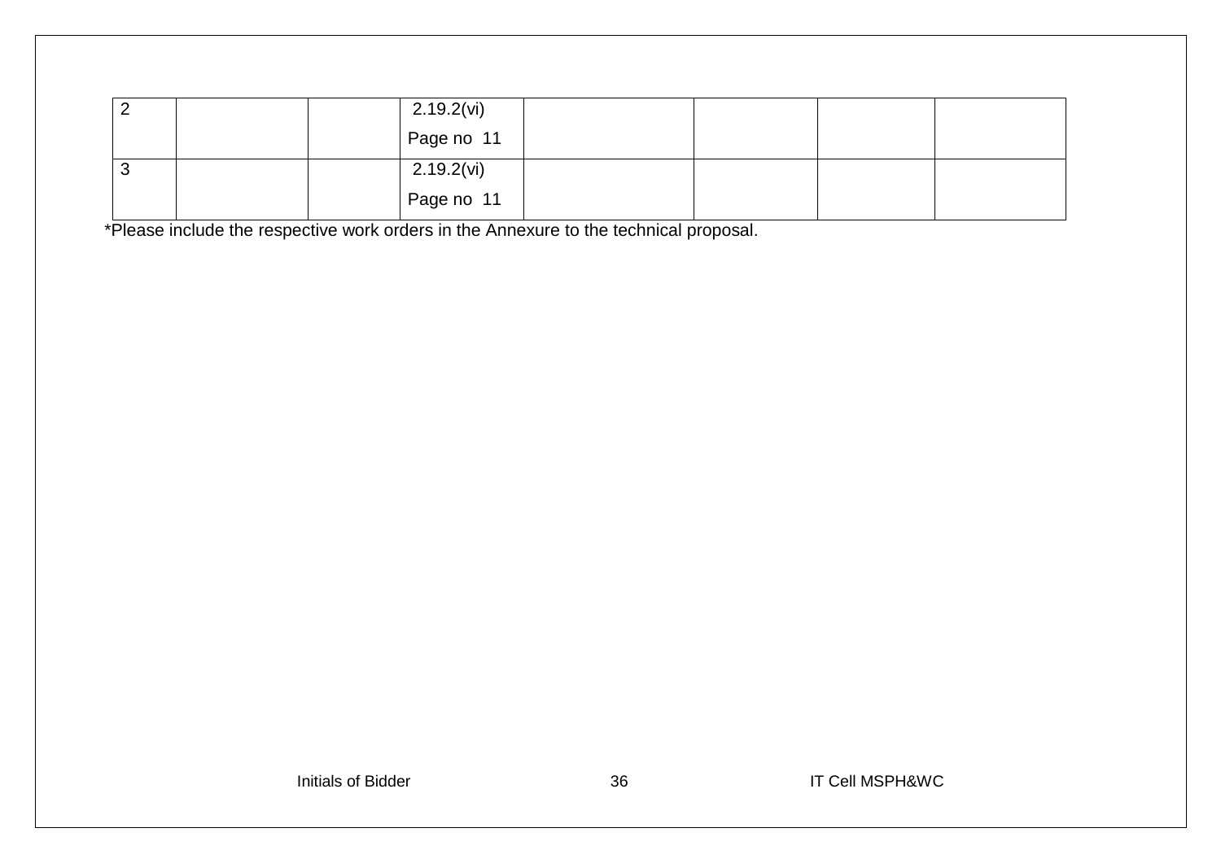| | | | | | | | |
|---|---|---|---|---|---|---|---|
| 2 | | | 2.19.2(vi) Page no 11 | | | | |
| 3 | | | 2.19.2(vi) Page no 11 | | | | |

*Please include the respective work orders in the Annexure to the technical proposal.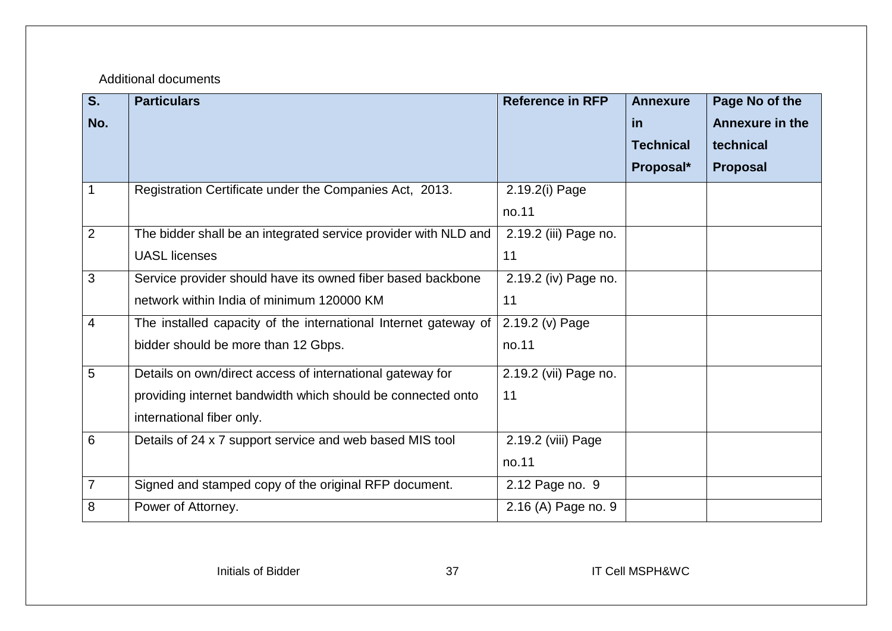Additional documents

| S. No. | Particulars | Reference in RFP | Annexure in Technical Proposal* | Page No of the Annexure in the technical Proposal |
|---|---|---|---|---|
| 1 | Registration Certificate under the Companies Act, 2013. | 2.19.2(i) Page no.11 | | |
| 2 | The bidder shall be an integrated service provider with NLD and UASL licenses | 2.19.2 (iii) Page no. 11 | | |
| 3 | Service provider should have its owned fiber based backbone network within India of minimum 120000 KM | 2.19.2 (iv) Page no. 11 | | |
| 4 | The installed capacity of the international Internet gateway of bidder should be more than 12 Gbps. | 2.19.2 (v) Page no.11 | | |
| 5 | Details on own/direct access of international gateway for providing internet bandwidth which should be connected onto international fiber only. | 2.19.2 (vii) Page no. 11 | | |
| 6 | Details of 24 x 7 support service and web based MIS tool | 2.19.2 (viii) Page no.11 | | |
| 7 | Signed and stamped copy of the original RFP document. | 2.12 Page no. 9 | | |
| 8 | Power of Attorney. | 2.16 (A) Page no. 9 | | |

Initials of Bidder IT Cell MSPH&WC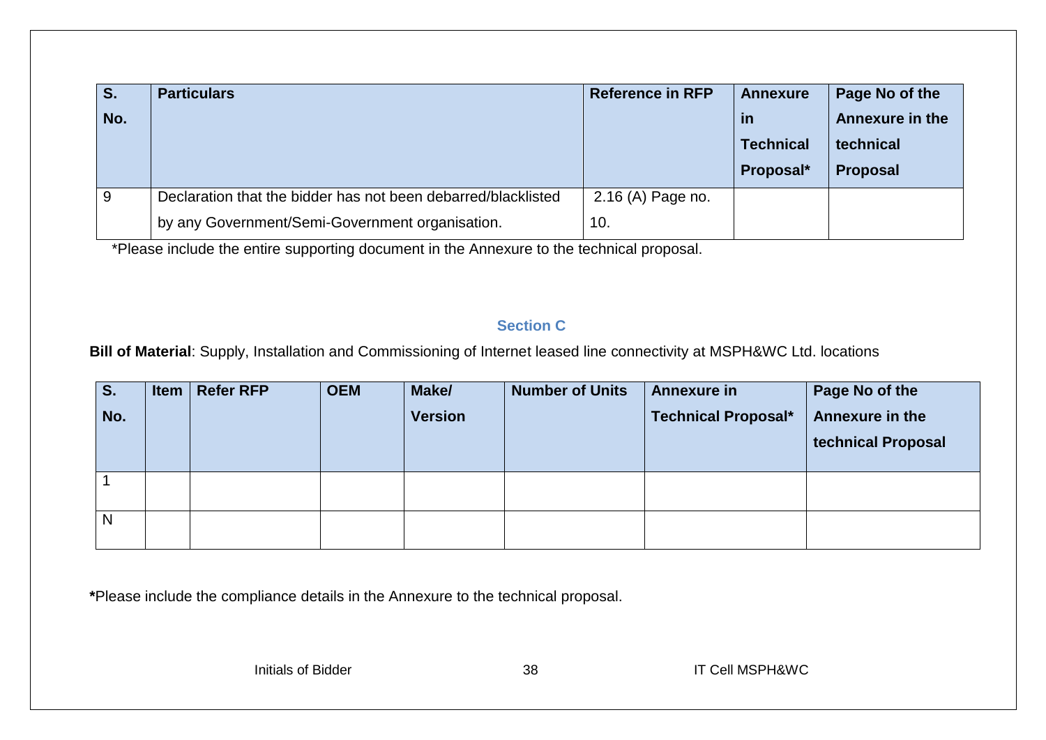| S. No. | Particulars | Reference in RFP | Annexure in Technical Proposal* | Page No of the Annexure in the technical Proposal |
|---|---|---|---|---|
| 9 | Declaration that the bidder has not been debarred/blacklisted by any Government/Semi-Government organisation. | 2.16 (A) Page no. 10. | | |

*Please include the entire supporting document in the Annexure to the technical proposal.

### Section C

**Bill of Material**: Supply, Installation and Commissioning of Internet leased line connectivity at MSPH&WC Ltd. locations

| S. No. | Item | Refer RFP | OEM | Make/ Version | Number of Units | Annexure in Technical Proposal* | Page No of the Annexure in the technical Proposal |
|---|---|---|---|---|---|---|---|
| 1 | | | | | | | |
| N | | | | | | | |

***Please include the compliance details in the Annexure to the technical proposal.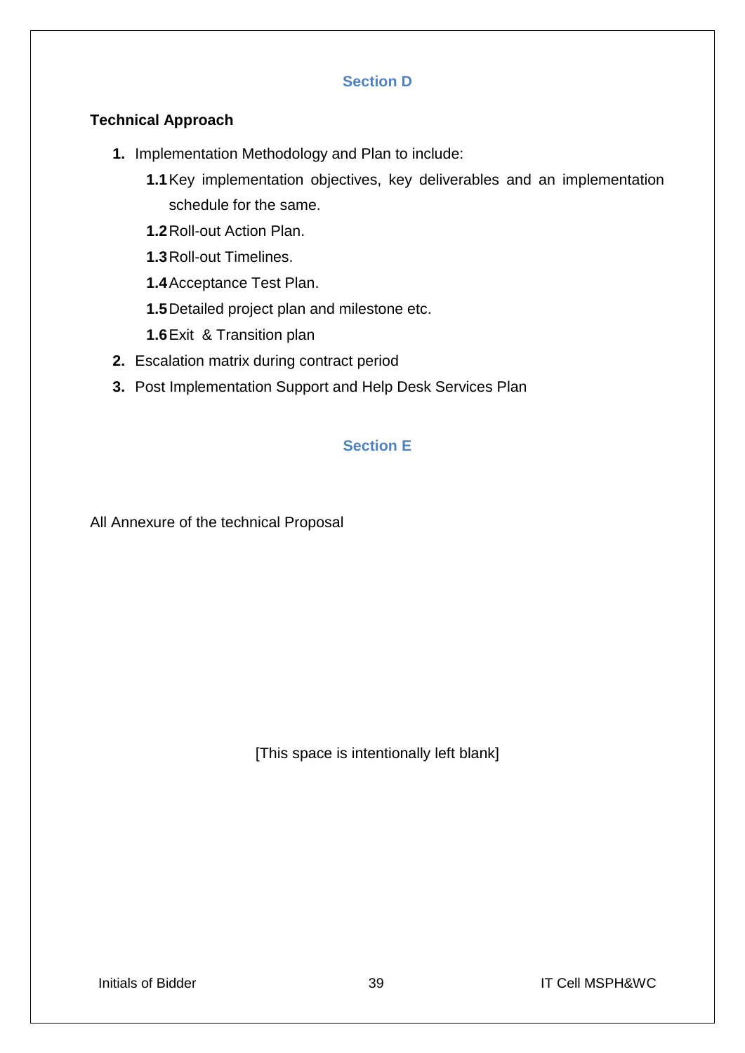## Section D

**Technical Approach**

1. Implementation Methodology and Plan to include:
   - **1.1** Key implementation objectives, key deliverables and an implementation schedule for the same.
   - **1.2** Roll-out Action Plan.
   - **1.3** Roll-out Timelines.
   - **1.4** Acceptance Test Plan.
   - **1.5** Detailed project plan and milestone etc.
   - **1.6** Exit & Transition plan
2. Escalation matrix during contract period
3. Post Implementation Support and Help Desk Services Plan

## Section E

All Annexure of the technical Proposal

[This space is intentionally left blank]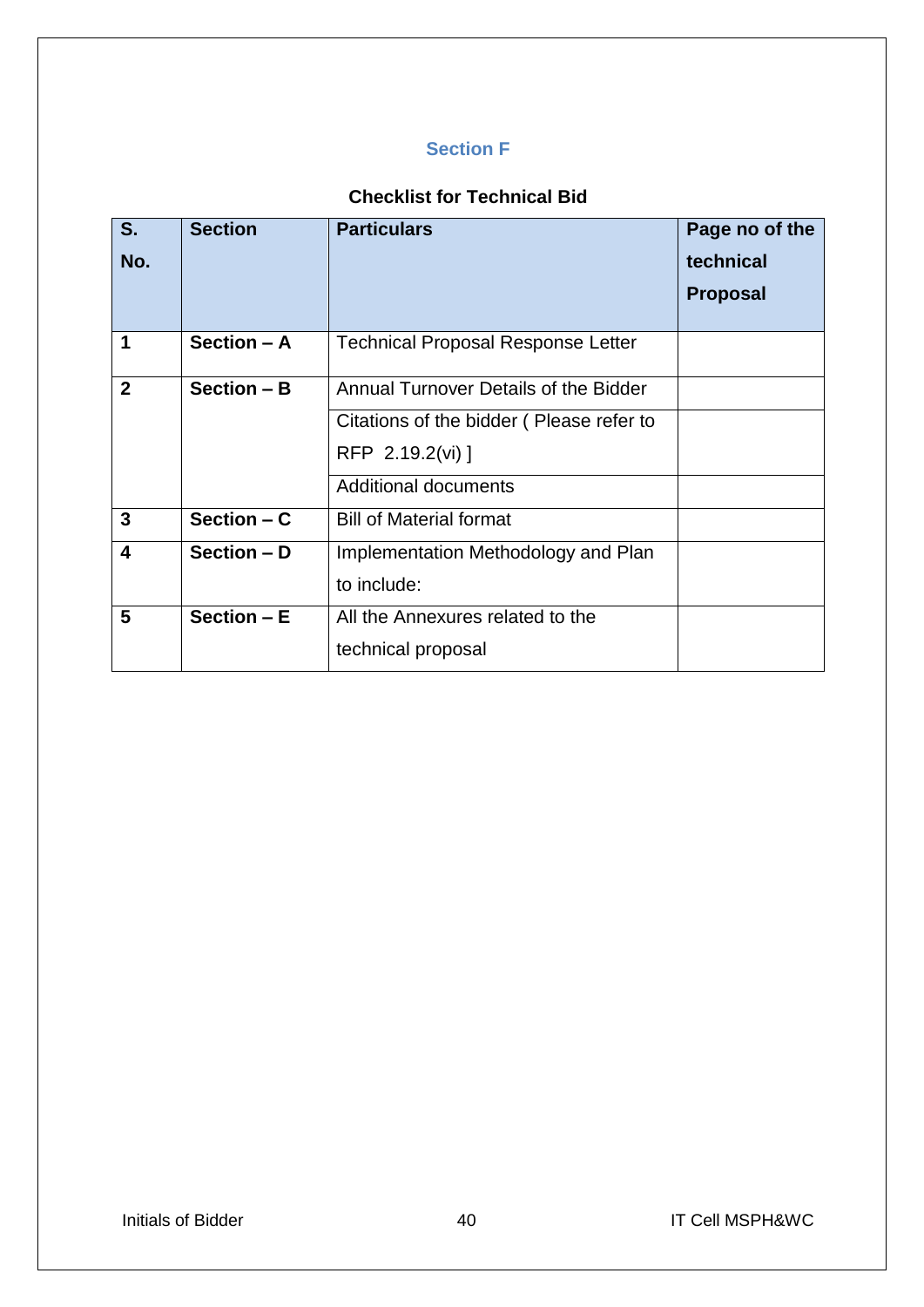## Section F

### Checklist for Technical Bid

| S. No. | Section | Particulars | Page no of the technical Proposal |
|---|---|---|---|
| 1 | Section – A | Technical Proposal Response Letter | |
| 2 | Section – B | Annual Turnover Details of the Bidder | |
| | | Citations of the bidder ( Please refer to RFP 2.19.2(vi) ] | |
| | | Additional documents | |
| 3 | Section – C | Bill of Material format | |
| 4 | Section – D | Implementation Methodology and Plan to include: | |
| 5 | Section – E | All the Annexures related to the technical proposal | |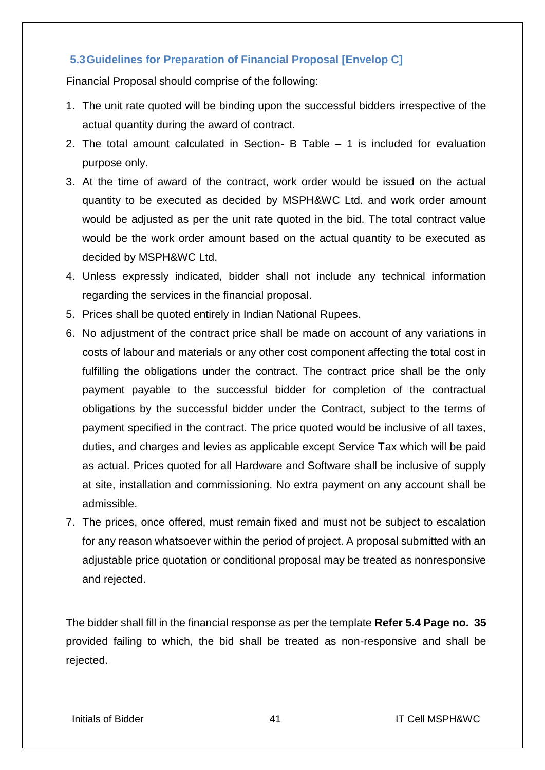### 5.3 Guidelines for Preparation of Financial Proposal [Envelop C]

Financial Proposal should comprise of the following:

1. The unit rate quoted will be binding upon the successful bidders irrespective of the actual quantity during the award of contract.
2. The total amount calculated in Section- B Table – 1 is included for evaluation purpose only.
3. At the time of award of the contract, work order would be issued on the actual quantity to be executed as decided by MSPH&WC Ltd. and work order amount would be adjusted as per the unit rate quoted in the bid. The total contract value would be the work order amount based on the actual quantity to be executed as decided by MSPH&WC Ltd.
4. Unless expressly indicated, bidder shall not include any technical information regarding the services in the financial proposal.
5. Prices shall be quoted entirely in Indian National Rupees.
6. No adjustment of the contract price shall be made on account of any variations in costs of labour and materials or any other cost component affecting the total cost in fulfilling the obligations under the contract. The contract price shall be the only payment payable to the successful bidder for completion of the contractual obligations by the successful bidder under the Contract, subject to the terms of payment specified in the contract. The price quoted would be inclusive of all taxes, duties, and charges and levies as applicable except Service Tax which will be paid as actual. Prices quoted for all Hardware and Software shall be inclusive of supply at site, installation and commissioning. No extra payment on any account shall be admissible.
7. The prices, once offered, must remain fixed and must not be subject to escalation for any reason whatsoever within the period of project. A proposal submitted with an adjustable price quotation or conditional proposal may be treated as nonresponsive and rejected.

The bidder shall fill in the financial response as per the template **Refer 5.4 Page no. 35** provided failing to which, the bid shall be treated as non-responsive and shall be rejected.

Initials of Bidder IT Cell MSPH&WC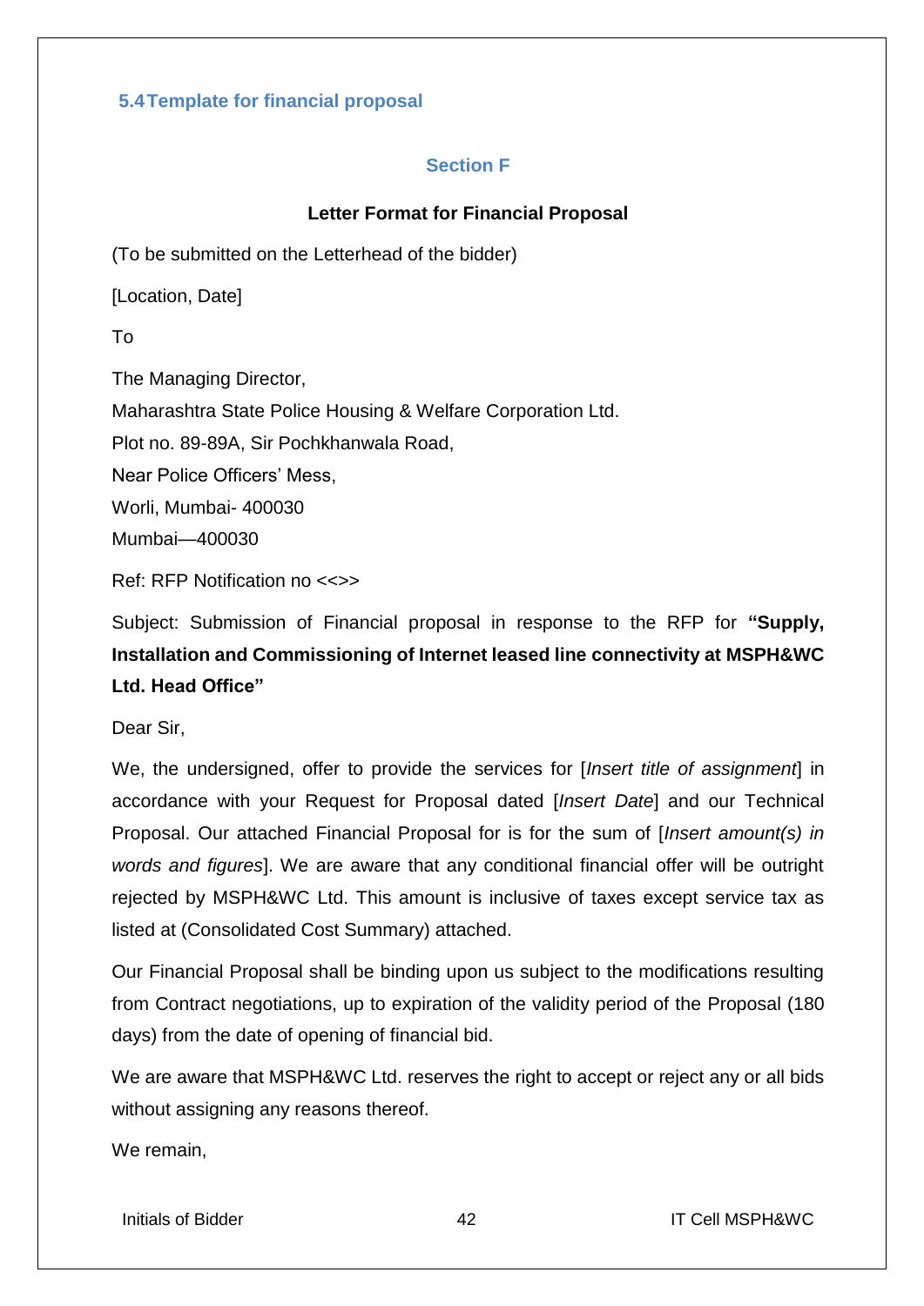### 5.4 Template for financial proposal

## Section F

**Letter Format for Financial Proposal**

(To be submitted on the Letterhead of the bidder)

[Location, Date]

To

The Managing Director,
Maharashtra State Police Housing & Welfare Corporation Ltd.
Plot no. 89-89A, Sir Pochkhanwala Road,
Near Police Officers' Mess,
Worli, Mumbai- 400030
Mumbai—400030

Ref: RFP Notification no <<>>

Subject: Submission of Financial proposal in response to the RFP for **"Supply, Installation and Commissioning of Internet leased line connectivity at MSPH&WC Ltd. Head Office"**

Dear Sir,

We, the undersigned, offer to provide the services for [*Insert title of assignment*] in accordance with your Request for Proposal dated [*Insert Date*] and our Technical Proposal. Our attached Financial Proposal for is for the sum of [*Insert amount(s) in words and figures*]. We are aware that any conditional financial offer will be outright rejected by MSPH&WC Ltd. This amount is inclusive of taxes except service tax as listed at (Consolidated Cost Summary) attached.

Our Financial Proposal shall be binding upon us subject to the modifications resulting from Contract negotiations, up to expiration of the validity period of the Proposal (180 days) from the date of opening of financial bid.

We are aware that MSPH&WC Ltd. reserves the right to accept or reject any or all bids without assigning any reasons thereof.

We remain,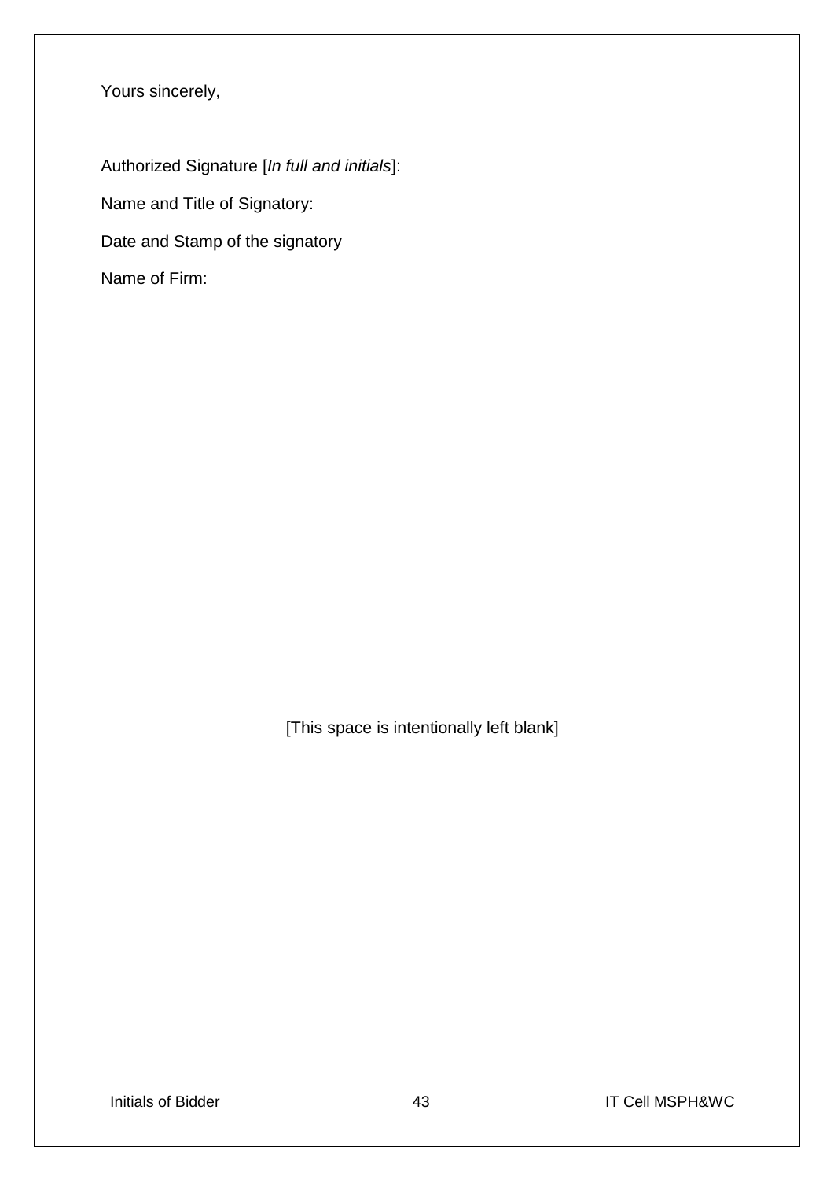Yours sincerely,

Authorized Signature [*In full and initials*]:

Name and Title of Signatory:

Date and Stamp of the signatory

Name of Firm:

[This space is intentionally left blank]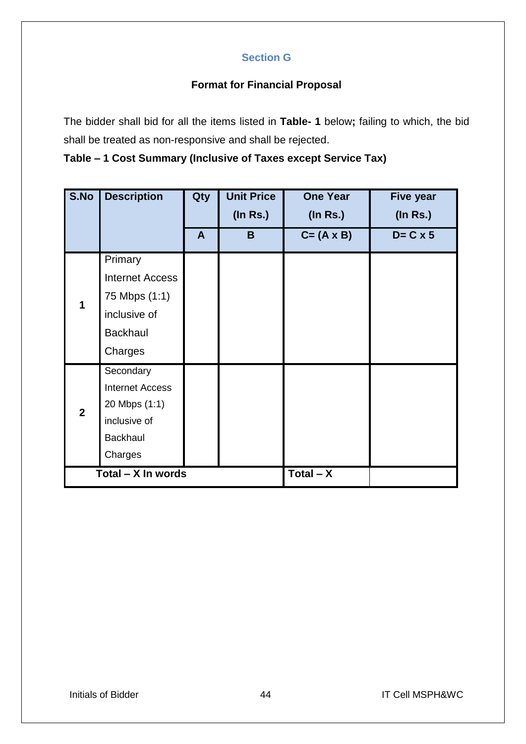## Section G

### Format for Financial Proposal

The bidder shall bid for all the items listed in **Table- 1** below**;** failing to which, the bid shall be treated as non-responsive and shall be rejected.

**Table – 1 Cost Summary (Inclusive of Taxes except Service Tax)**

| S.No | Description | Qty | Unit Price (In Rs.) | One Year (In Rs.) | Five year (In Rs.) |
|---|---|---|---|---|---|
| | | A | B | C= (A x B) | D= C x 5 |
| 1 | Primary Internet Access 75 Mbps (1:1) inclusive of Backhaul Charges | | | | |
| 2 | Secondary Internet Access 20 Mbps (1:1) inclusive of Backhaul Charges | | | | |
| Total – X In words | | | | Total – X | |

Initials of Bidder

IT Cell MSPH&WC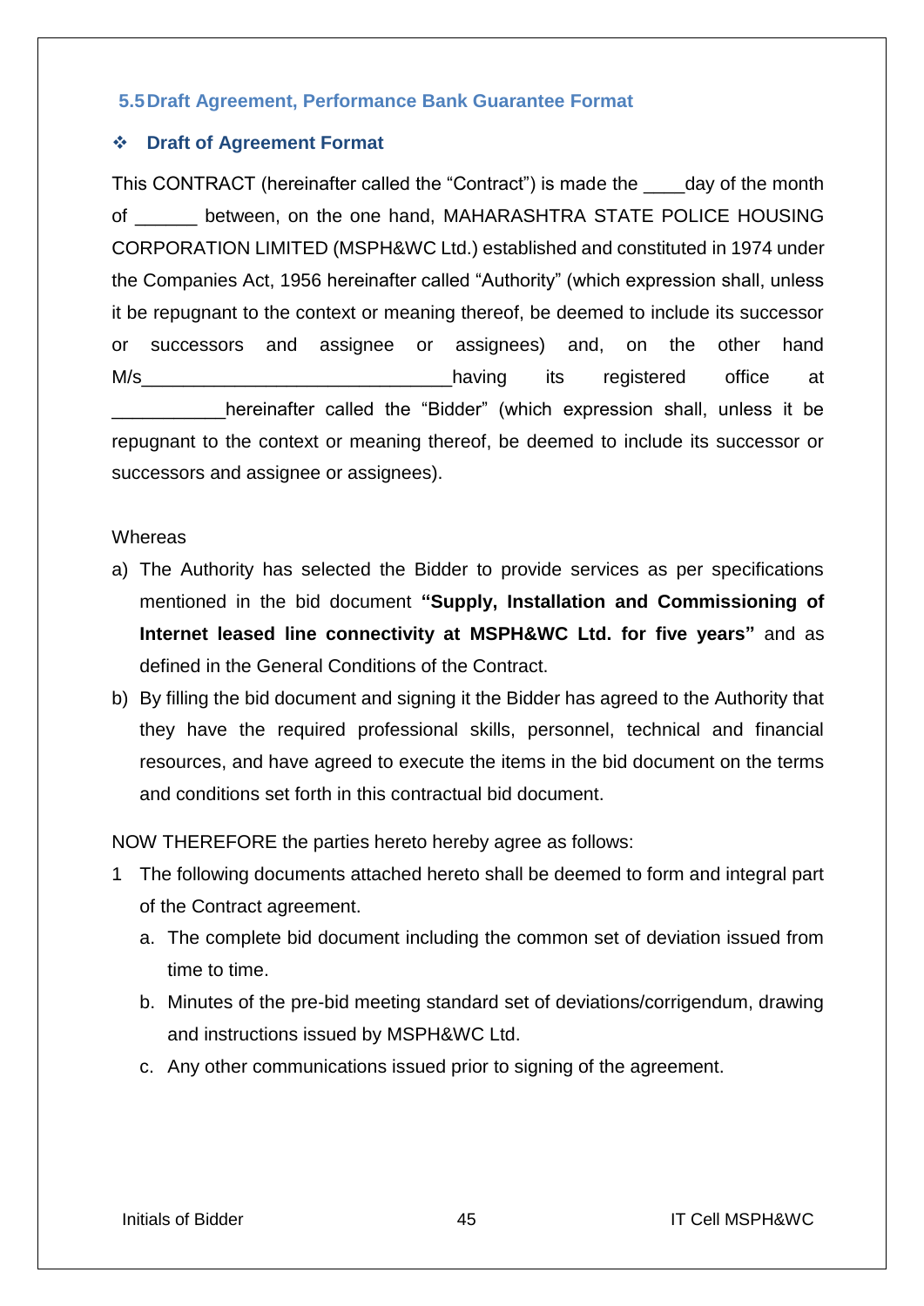### 5.5 Draft Agreement, Performance Bank Guarantee Format

- **Draft of Agreement Format**

This CONTRACT (hereinafter called the "Contract") is made the ____day of the month of ______ between, on the one hand, MAHARASHTRA STATE POLICE HOUSING CORPORATION LIMITED (MSPH&WC Ltd.) established and constituted in 1974 under the Companies Act, 1956 hereinafter called "Authority" (which expression shall, unless it be repugnant to the context or meaning thereof, be deemed to include its successor or successors and assignee or assignees) and, on the other hand M/s______________________________having its registered office at ___________hereinafter called the "Bidder" (which expression shall, unless it be repugnant to the context or meaning thereof, be deemed to include its successor or successors and assignee or assignees).

Whereas

a) The Authority has selected the Bidder to provide services as per specifications mentioned in the bid document **"Supply, Installation and Commissioning of Internet leased line connectivity at MSPH&WC Ltd. for five years"** and as defined in the General Conditions of the Contract.
b) By filling the bid document and signing it the Bidder has agreed to the Authority that they have the required professional skills, personnel, technical and financial resources, and have agreed to execute the items in the bid document on the terms and conditions set forth in this contractual bid document.

NOW THEREFORE the parties hereto hereby agree as follows:

1 The following documents attached hereto shall be deemed to form and integral part of the Contract agreement.
   a. The complete bid document including the common set of deviation issued from time to time.
   b. Minutes of the pre-bid meeting standard set of deviations/corrigendum, drawing and instructions issued by MSPH&WC Ltd.
   c. Any other communications issued prior to signing of the agreement.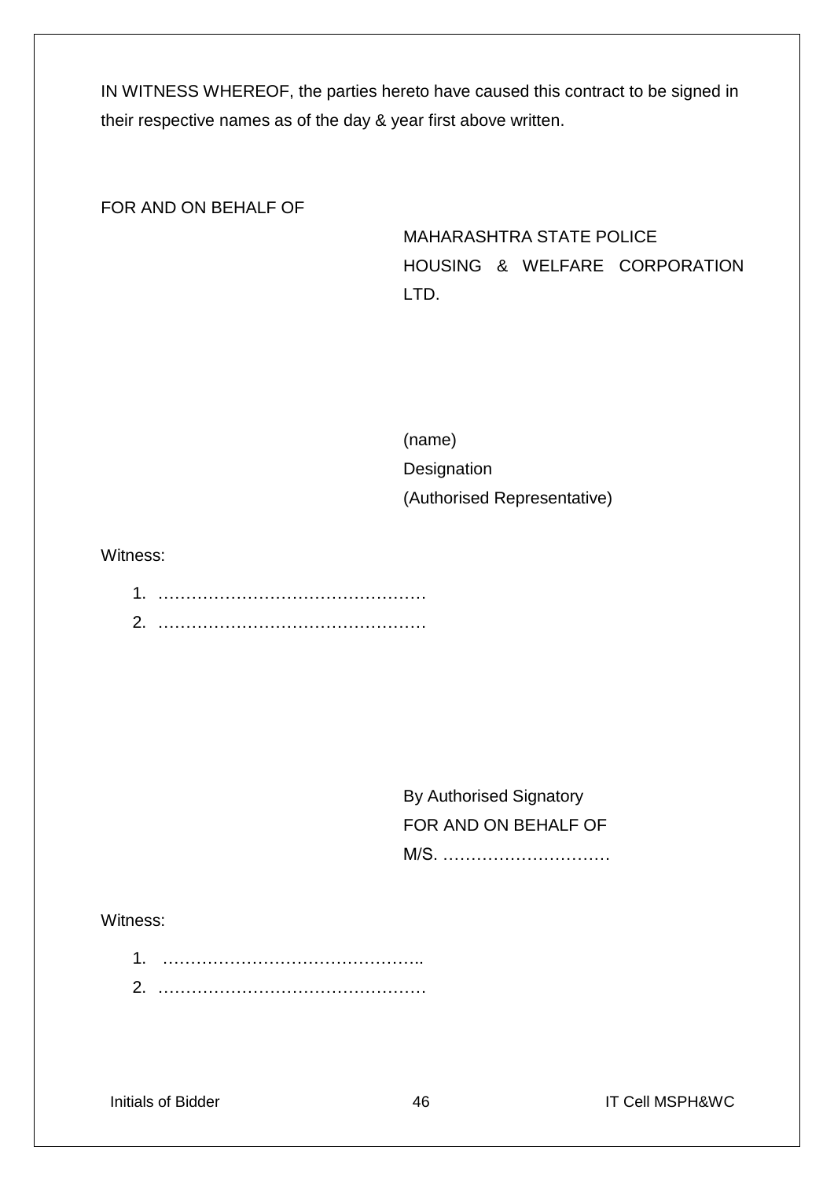IN WITNESS WHEREOF, the parties hereto have caused this contract to be signed in their respective names as of the day & year first above written.

FOR AND ON BEHALF OF

MAHARASHTRA STATE POLICE HOUSING & WELFARE CORPORATION LTD.

(name)
Designation
(Authorised Representative)

Witness:

1. …………………………………………
2. …………………………………………

By Authorised Signatory
FOR AND ON BEHALF OF
M/S. …………………………

Witness:

1. ………………………………………..
2. …………………………………………

Initials of Bidder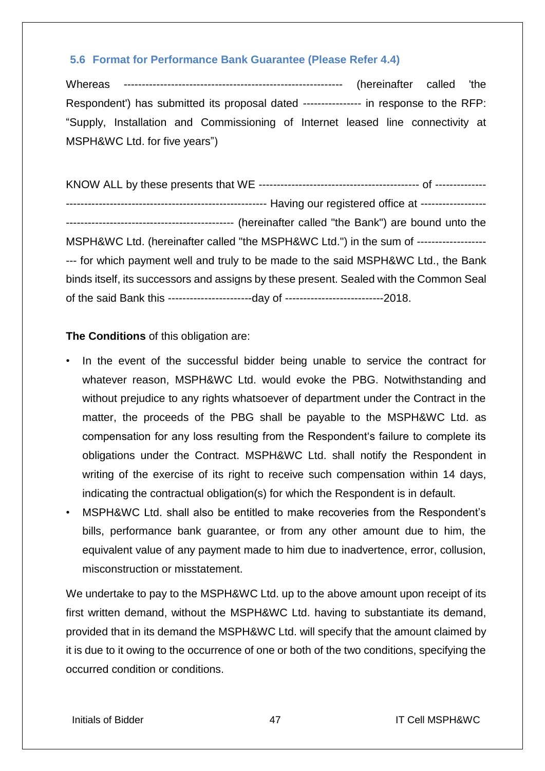### 5.6 Format for Performance Bank Guarantee (Please Refer 4.4)

Whereas ------------------------------------------------------------ (hereinafter called 'the Respondent') has submitted its proposal dated --------------- in response to the RFP: "Supply, Installation and Commissioning of Internet leased line connectivity at MSPH&WC Ltd. for five years")

KNOW ALL by these presents that WE -------------------------------------------- of --------------------------------------------------------------------------- Having our registered office at ------------------------------------------------------------------ (hereinafter called "the Bank") are bound unto the MSPH&WC Ltd. (hereinafter called "the MSPH&WC Ltd.") in the sum of ---------------------- for which payment well and truly to be made to the said MSPH&WC Ltd., the Bank binds itself, its successors and assigns by these present. Sealed with the Common Seal of the said Bank this ----------------------day of --------------------------2018.

**The Conditions** of this obligation are:

- In the event of the successful bidder being unable to service the contract for whatever reason, MSPH&WC Ltd. would evoke the PBG. Notwithstanding and without prejudice to any rights whatsoever of department under the Contract in the matter, the proceeds of the PBG shall be payable to the MSPH&WC Ltd. as compensation for any loss resulting from the Respondent's failure to complete its obligations under the Contract. MSPH&WC Ltd. shall notify the Respondent in writing of the exercise of its right to receive such compensation within 14 days, indicating the contractual obligation(s) for which the Respondent is in default.
- MSPH&WC Ltd. shall also be entitled to make recoveries from the Respondent's bills, performance bank guarantee, or from any other amount due to him, the equivalent value of any payment made to him due to inadvertence, error, collusion, misconstruction or misstatement.

We undertake to pay to the MSPH&WC Ltd. up to the above amount upon receipt of its first written demand, without the MSPH&WC Ltd. having to substantiate its demand, provided that in its demand the MSPH&WC Ltd. will specify that the amount claimed by it is due to it owing to the occurrence of one or both of the two conditions, specifying the occurred condition or conditions.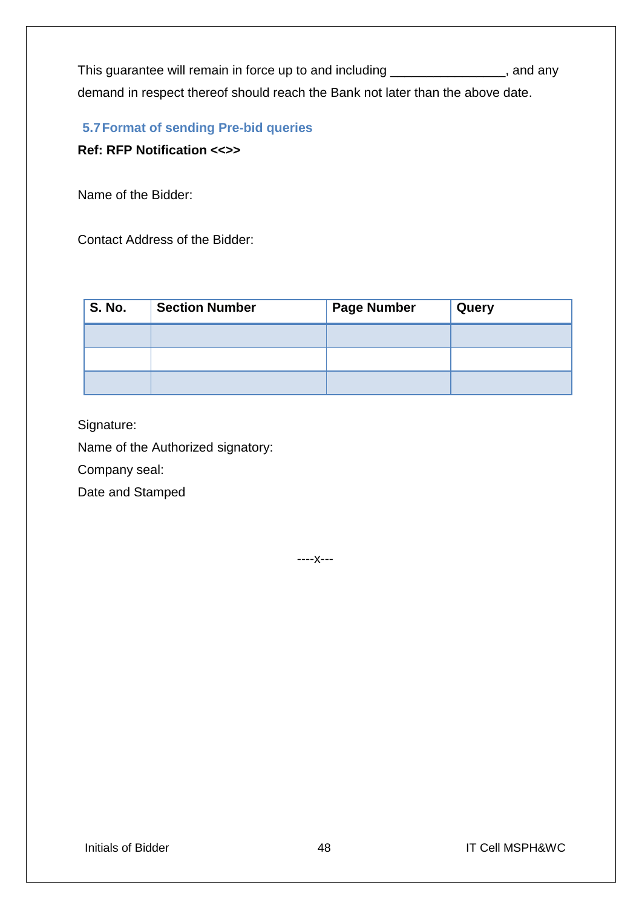This guarantee will remain in force up to and including ________________, and any demand in respect thereof should reach the Bank not later than the above date.

### 5.7 Format of sending Pre-bid queries

**Ref: RFP Notification <<>>**

Name of the Bidder:

Contact Address of the Bidder:

| S. No. | Section Number | Page Number | Query |
|---|---|---|---|
| | | | |
| | | | |
| | | | |

Signature:

Name of the Authorized signatory:

Company seal:

Date and Stamped

----x---